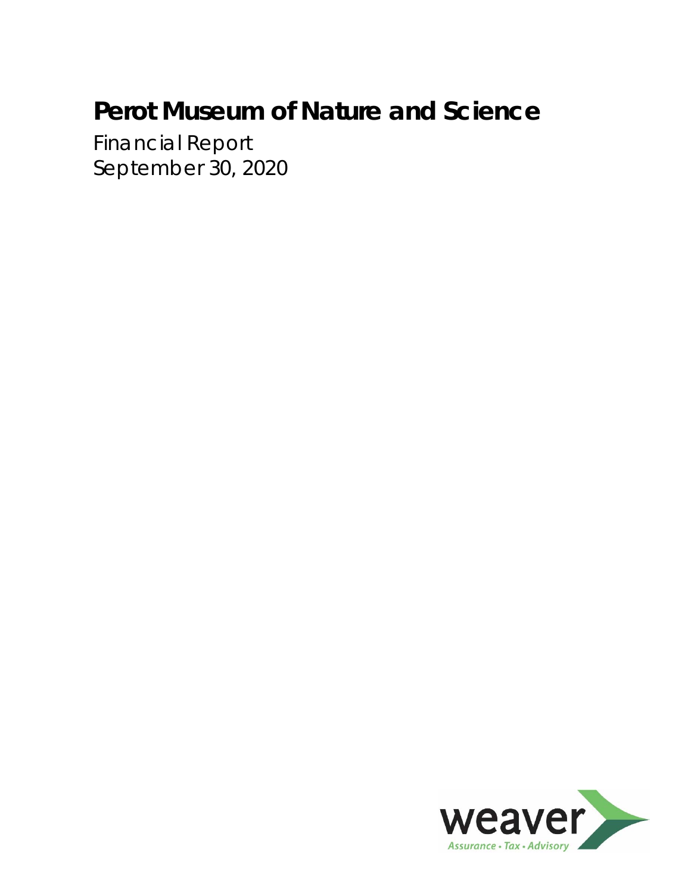# Perot Museum of Nature and Science

Financial Report
September 30, 2020

weaver
Assurance • Tax • Advisory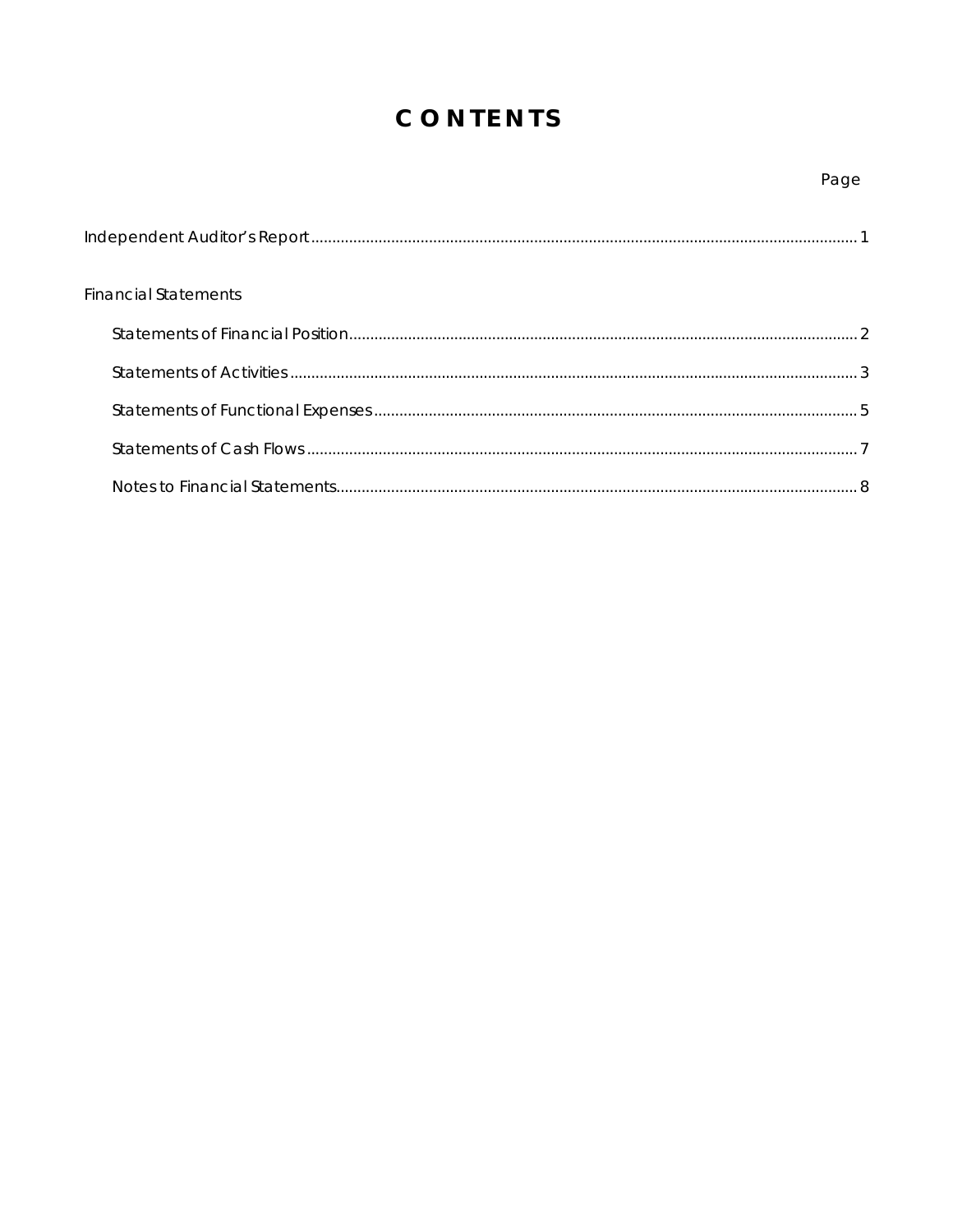# CONTENTS

| | Page |
|---|---|
| Independent Auditor's Report | 1 |
| **Financial Statements** | |
| Statements of Financial Position | 2 |
| Statements of Activities | 3 |
| Statements of Functional Expenses | 5 |
| Statements of Cash Flows | 7 |
| Notes to Financial Statements | 8 |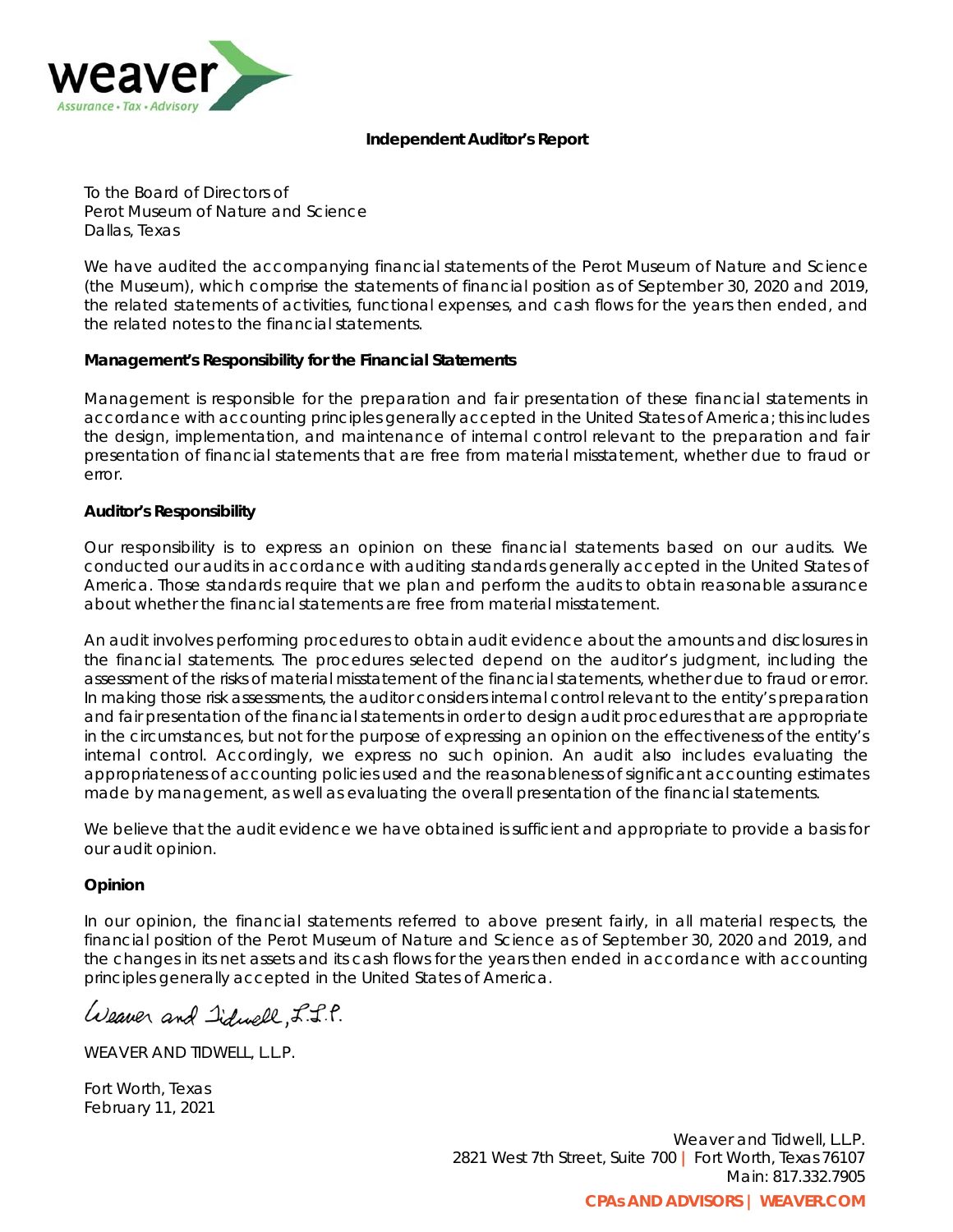# Independent Auditor's Report

To the Board of Directors of
Perot Museum of Nature and Science
Dallas, Texas

We have audited the accompanying financial statements of the Perot Museum of Nature and Science (the Museum), which comprise the statements of financial position as of September 30, 2020 and 2019, the related statements of activities, functional expenses, and cash flows for the years then ended, and the related notes to the financial statements.

### Management's Responsibility for the Financial Statements

Management is responsible for the preparation and fair presentation of these financial statements in accordance with accounting principles generally accepted in the United States of America; this includes the design, implementation, and maintenance of internal control relevant to the preparation and fair presentation of financial statements that are free from material misstatement, whether due to fraud or error.

### Auditor's Responsibility

Our responsibility is to express an opinion on these financial statements based on our audits. We conducted our audits in accordance with auditing standards generally accepted in the United States of America. Those standards require that we plan and perform the audits to obtain reasonable assurance about whether the financial statements are free from material misstatement.

An audit involves performing procedures to obtain audit evidence about the amounts and disclosures in the financial statements. The procedures selected depend on the auditor's judgment, including the assessment of the risks of material misstatement of the financial statements, whether due to fraud or error. In making those risk assessments, the auditor considers internal control relevant to the entity's preparation and fair presentation of the financial statements in order to design audit procedures that are appropriate in the circumstances, but not for the purpose of expressing an opinion on the effectiveness of the entity's internal control. Accordingly, we express no such opinion. An audit also includes evaluating the appropriateness of accounting policies used and the reasonableness of significant accounting estimates made by management, as well as evaluating the overall presentation of the financial statements.

We believe that the audit evidence we have obtained is sufficient and appropriate to provide a basis for our audit opinion.

### Opinion

In our opinion, the financial statements referred to above present fairly, in all material respects, the financial position of the Perot Museum of Nature and Science as of September 30, 2020 and 2019, and the changes in its net assets and its cash flows for the years then ended in accordance with accounting principles generally accepted in the United States of America.

Weaver and Tidwell, L.L.P.

WEAVER AND TIDWELL, L.L.P.

Fort Worth, Texas
February 11, 2021

Weaver and Tidwell, L.L.P.
2821 West 7th Street, Suite 700 | Fort Worth, Texas 76107
Main: 817.332.7905

**CPAs AND ADVISORS | WEAVER.COM**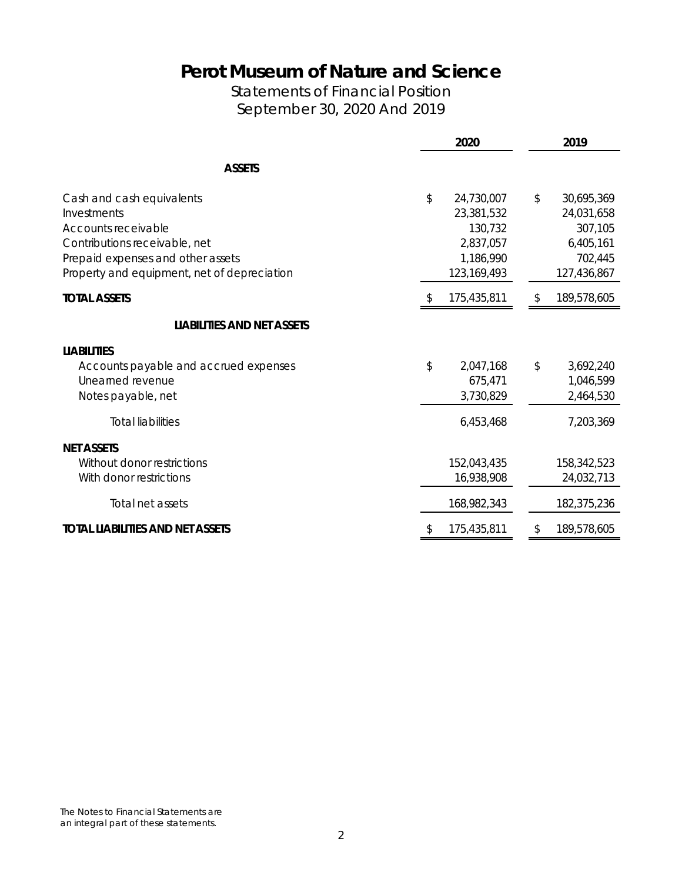# Perot Museum of Nature and Science

## Statements of Financial Position

## September 30, 2020 And 2019

| | 2020 | 2019 |
|---|---|---|
| **ASSETS** | | |
| Cash and cash equivalents | $ 24,730,007 | $ 30,695,369 |
| Investments | 23,381,532 | 24,031,658 |
| Accounts receivable | 130,732 | 307,105 |
| Contributions receivable, net | 2,837,057 | 6,405,161 |
| Prepaid expenses and other assets | 1,186,990 | 702,445 |
| Property and equipment, net of depreciation | 123,169,493 | 127,436,867 |
| **TOTAL ASSETS** | $ 175,435,811 | $ 189,578,605 |
| **LIABILITIES AND NET ASSETS** | | |
| **LIABILITIES** | | |
| Accounts payable and accrued expenses | $ 2,047,168 | $ 3,692,240 |
| Unearned revenue | 675,471 | 1,046,599 |
| Notes payable, net | 3,730,829 | 2,464,530 |
| Total liabilities | 6,453,468 | 7,203,369 |
| **NET ASSETS** | | |
| Without donor restrictions | 152,043,435 | 158,342,523 |
| With donor restrictions | 16,938,908 | 24,032,713 |
| Total net assets | 168,982,343 | 182,375,236 |
| **TOTAL LIABILITIES AND NET ASSETS** | $ 175,435,811 | $ 189,578,605 |

The Notes to Financial Statements are an integral part of these statements.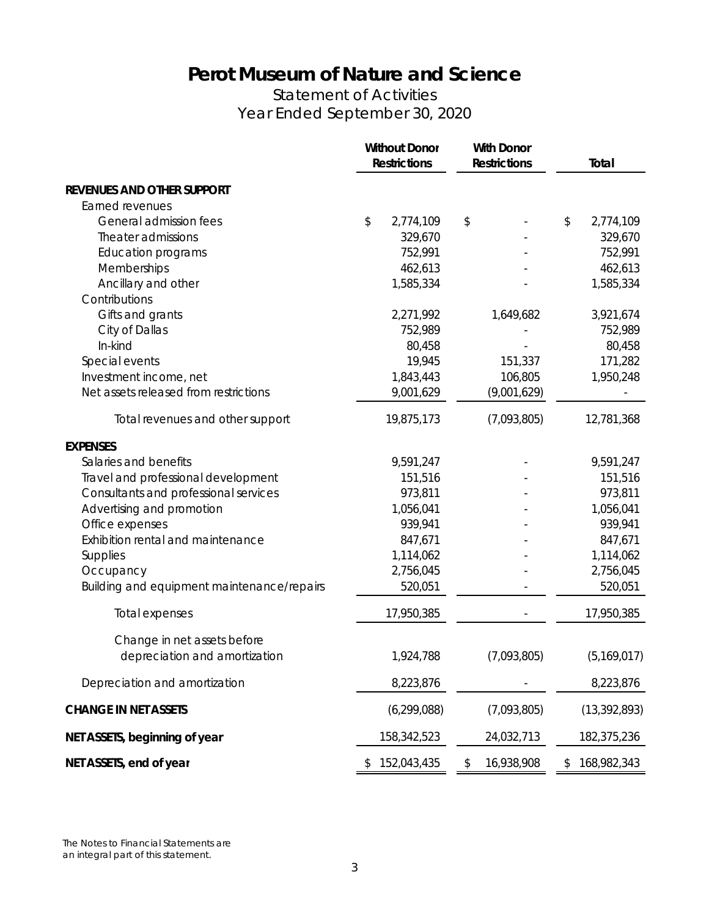# Perot Museum of Nature and Science

## Statement of Activities

## Year Ended September 30, 2020

| | Without Donor Restrictions | With Donor Restrictions | Total |
|---|---|---|---|
| **REVENUES AND OTHER SUPPORT** | | | |
| Earned revenues | | | |
| General admission fees | $ 2,774,109 | $ - | $ 2,774,109 |
| Theater admissions | 329,670 | - | 329,670 |
| Education programs | 752,991 | - | 752,991 |
| Memberships | 462,613 | - | 462,613 |
| Ancillary and other | 1,585,334 | - | 1,585,334 |
| Contributions | | | |
| Gifts and grants | 2,271,992 | 1,649,682 | 3,921,674 |
| City of Dallas | 752,989 | - | 752,989 |
| In-kind | 80,458 | - | 80,458 |
| Special events | 19,945 | 151,337 | 171,282 |
| Investment income, net | 1,843,443 | 106,805 | 1,950,248 |
| Net assets released from restrictions | 9,001,629 | (9,001,629) | - |
| Total revenues and other support | 19,875,173 | (7,093,805) | 12,781,368 |
| **EXPENSES** | | | |
| Salaries and benefits | 9,591,247 | - | 9,591,247 |
| Travel and professional development | 151,516 | - | 151,516 |
| Consultants and professional services | 973,811 | - | 973,811 |
| Advertising and promotion | 1,056,041 | - | 1,056,041 |
| Office expenses | 939,941 | - | 939,941 |
| Exhibition rental and maintenance | 847,671 | - | 847,671 |
| Supplies | 1,114,062 | - | 1,114,062 |
| Occupancy | 2,756,045 | - | 2,756,045 |
| Building and equipment maintenance/repairs | 520,051 | - | 520,051 |
| Total expenses | 17,950,385 | - | 17,950,385 |
| Change in net assets before depreciation and amortization | 1,924,788 | (7,093,805) | (5,169,017) |
| Depreciation and amortization | 8,223,876 | - | 8,223,876 |
| **CHANGE IN NET ASSETS** | (6,299,088) | (7,093,805) | (13,392,893) |
| **NET ASSETS, beginning of year** | 158,342,523 | 24,032,713 | 182,375,236 |
| **NET ASSETS, end of year** | $ 152,043,435 | $ 16,938,908 | $ 168,982,343 |

The Notes to Financial Statements are an integral part of this statement.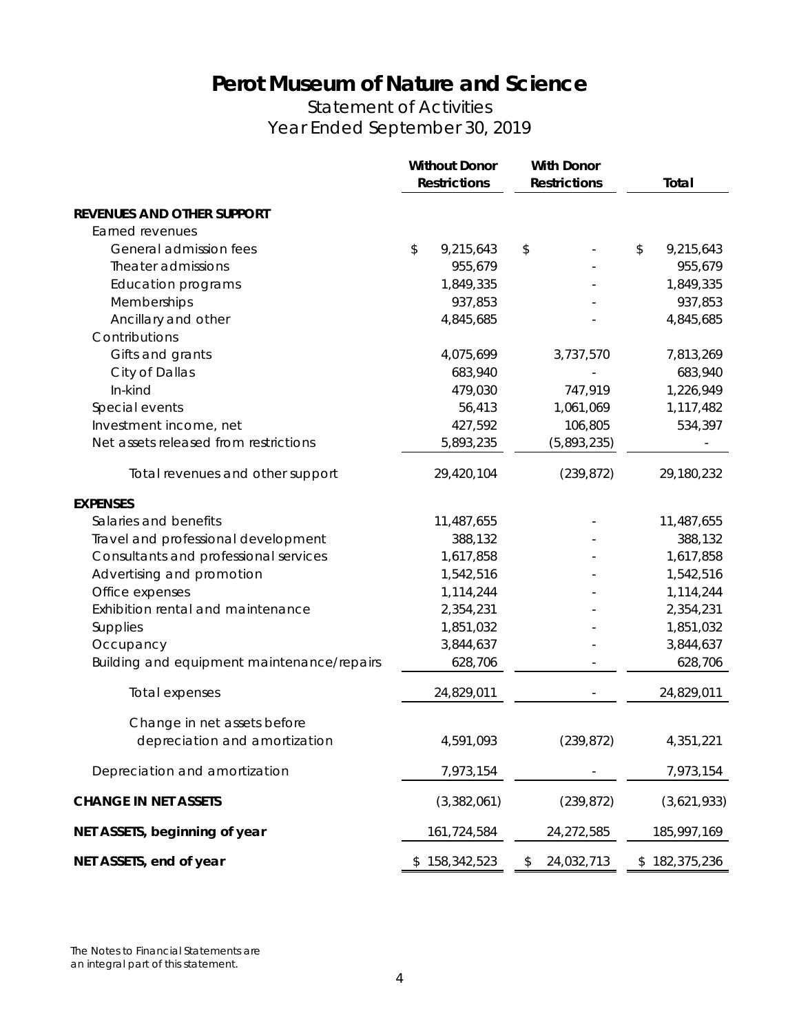# Perot Museum of Nature and Science

## Statement of Activities
## Year Ended September 30, 2019

| | Without Donor Restrictions | With Donor Restrictions | Total |
|---|---|---|---|
| **REVENUES AND OTHER SUPPORT** | | | |
| Earned revenues | | | |
| General admission fees | $ 9,215,643 | $ - | $ 9,215,643 |
| Theater admissions | 955,679 | - | 955,679 |
| Education programs | 1,849,335 | - | 1,849,335 |
| Memberships | 937,853 | - | 937,853 |
| Ancillary and other | 4,845,685 | - | 4,845,685 |
| Contributions | | | |
| Gifts and grants | 4,075,699 | 3,737,570 | 7,813,269 |
| City of Dallas | 683,940 | - | 683,940 |
| In-kind | 479,030 | 747,919 | 1,226,949 |
| Special events | 56,413 | 1,061,069 | 1,117,482 |
| Investment income, net | 427,592 | 106,805 | 534,397 |
| Net assets released from restrictions | 5,893,235 | (5,893,235) | - |
| Total revenues and other support | 29,420,104 | (239,872) | 29,180,232 |
| **EXPENSES** | | | |
| Salaries and benefits | 11,487,655 | - | 11,487,655 |
| Travel and professional development | 388,132 | - | 388,132 |
| Consultants and professional services | 1,617,858 | - | 1,617,858 |
| Advertising and promotion | 1,542,516 | - | 1,542,516 |
| Office expenses | 1,114,244 | - | 1,114,244 |
| Exhibition rental and maintenance | 2,354,231 | - | 2,354,231 |
| Supplies | 1,851,032 | - | 1,851,032 |
| Occupancy | 3,844,637 | - | 3,844,637 |
| Building and equipment maintenance/repairs | 628,706 | - | 628,706 |
| Total expenses | 24,829,011 | - | 24,829,011 |
| Change in net assets before depreciation and amortization | 4,591,093 | (239,872) | 4,351,221 |
| Depreciation and amortization | 7,973,154 | - | 7,973,154 |
| **CHANGE IN NET ASSETS** | (3,382,061) | (239,872) | (3,621,933) |
| **NET ASSETS, beginning of year** | 161,724,584 | 24,272,585 | 185,997,169 |
| **NET ASSETS, end of year** | $ 158,342,523 | $ 24,032,713 | $ 182,375,236 |

The Notes to Financial Statements are an integral part of this statement.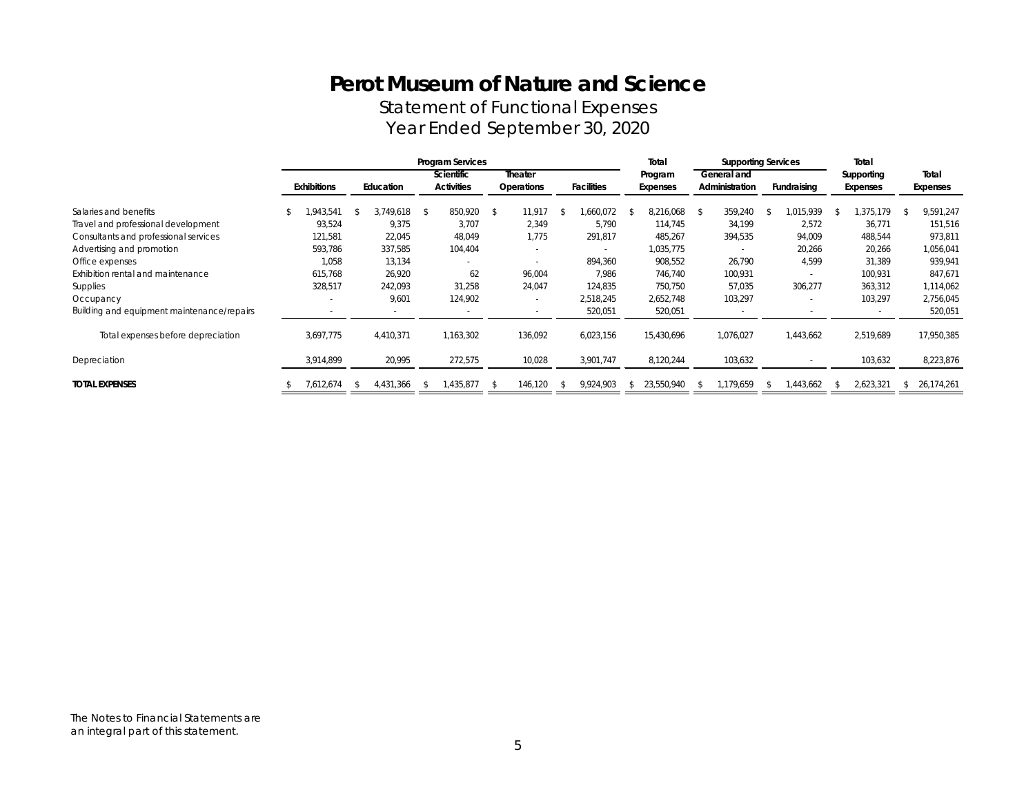# Perot Museum of Nature and Science

## Statement of Functional Expenses

## Year Ended September 30, 2020

| | Program Services | | | | | Total | Supporting Services | | Total | |
|---|---|---|---|---|---|---|---|---|---|---|
| | Exhibitions | Education | Scientific Activities | Theater Operations | Facilities | Program Expenses | General and Administration | Fundraising | Supporting Expenses | Total Expenses |
| Salaries and benefits | $ 1,943,541 | $ 3,749,618 | $ 850,920 | $ 11,917 | $ 1,660,072 | $ 8,216,068 | $ 359,240 | $ 1,015,939 | $ 1,375,179 | $ 9,591,247 |
| Travel and professional development | 93,524 | 9,375 | 3,707 | 2,349 | 5,790 | 114,745 | 34,199 | 2,572 | 36,771 | 151,516 |
| Consultants and professional services | 121,581 | 22,045 | 48,049 | 1,775 | 291,817 | 485,267 | 394,535 | 94,009 | 488,544 | 973,811 |
| Advertising and promotion | 593,786 | 337,585 | 104,404 | - | - | 1,035,775 | - | 20,266 | 20,266 | 1,056,041 |
| Office expenses | 1,058 | 13,134 | - | - | 894,360 | 908,552 | 26,790 | 4,599 | 31,389 | 939,941 |
| Exhibition rental and maintenance | 615,768 | 26,920 | 62 | 96,004 | 7,986 | 746,740 | 100,931 | - | 100,931 | 847,671 |
| Supplies | 328,517 | 242,093 | 31,258 | 24,047 | 124,835 | 750,750 | 57,035 | 306,277 | 363,312 | 1,114,062 |
| Occupancy | - | 9,601 | 124,902 | - | 2,518,245 | 2,652,748 | 103,297 | - | 103,297 | 2,756,045 |
| Building and equipment maintenance/repairs | - | - | - | - | 520,051 | 520,051 | - | - | - | 520,051 |
| Total expenses before depreciation | 3,697,775 | 4,410,371 | 1,163,302 | 136,092 | 6,023,156 | 15,430,696 | 1,076,027 | 1,443,662 | 2,519,689 | 17,950,385 |
| Depreciation | 3,914,899 | 20,995 | 272,575 | 10,028 | 3,901,747 | 8,120,244 | 103,632 | - | 103,632 | 8,223,876 |
| **TOTAL EXPENSES** | $ 7,612,674 | $ 4,431,366 | $ 1,435,877 | $ 146,120 | $ 9,924,903 | $ 23,550,940 | $ 1,179,659 | $ 1,443,662 | $ 2,623,321 | $ 26,174,261 |

The Notes to Financial Statements are an integral part of this statement.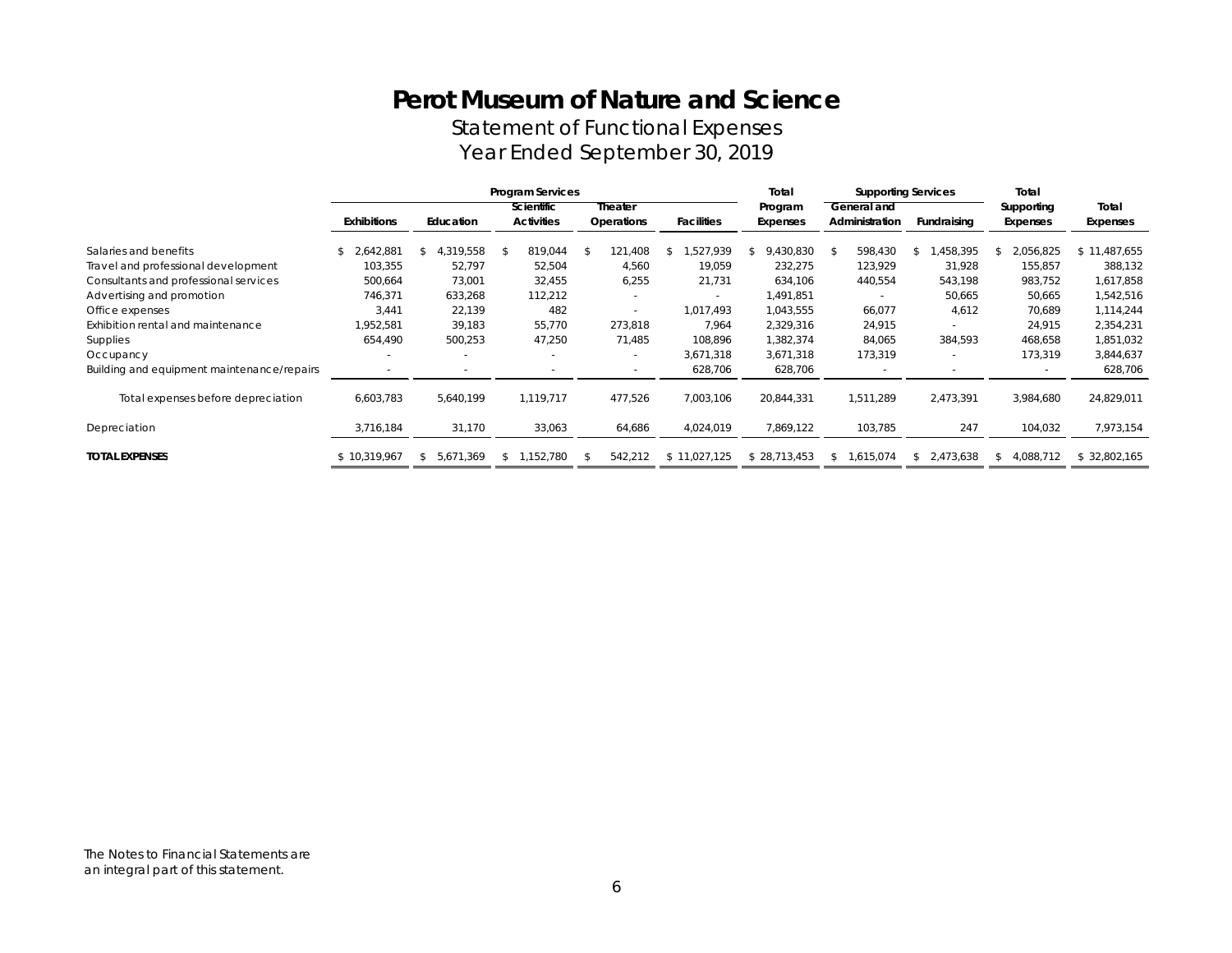# Perot Museum of Nature and Science

## Statement of Functional Expenses
## Year Ended September 30, 2019

| | Program Services | | | | | Total | Supporting Services | | Total | |
|---|---|---|---|---|---|---|---|---|---|---|
| | Exhibitions | Education | Scientific Activities | Theater Operations | Facilities | Program Expenses | General and Administration | Fundraising | Supporting Expenses | Total Expenses |
| Salaries and benefits | $ 2,642,881 | $ 4,319,558 | $ 819,044 | $ 121,408 | $ 1,527,939 | $ 9,430,830 | $ 598,430 | $ 1,458,395 | $ 2,056,825 | $ 11,487,655 |
| Travel and professional development | 103,355 | 52,797 | 52,504 | 4,560 | 19,059 | 232,275 | 123,929 | 31,928 | 155,857 | 388,132 |
| Consultants and professional services | 500,664 | 73,001 | 32,455 | 6,255 | 21,731 | 634,106 | 440,554 | 543,198 | 983,752 | 1,617,858 |
| Advertising and promotion | 746,371 | 633,268 | 112,212 | - | - | 1,491,851 | - | 50,665 | 50,665 | 1,542,516 |
| Office expenses | 3,441 | 22,139 | 482 | - | 1,017,493 | 1,043,555 | 66,077 | 4,612 | 70,689 | 1,114,244 |
| Exhibition rental and maintenance | 1,952,581 | 39,183 | 55,770 | 273,818 | 7,964 | 2,329,316 | 24,915 | - | 24,915 | 2,354,231 |
| Supplies | 654,490 | 500,253 | 47,250 | 71,485 | 108,896 | 1,382,374 | 84,065 | 384,593 | 468,658 | 1,851,032 |
| Occupancy | - | - | - | - | 3,671,318 | 3,671,318 | 173,319 | - | 173,319 | 3,844,637 |
| Building and equipment maintenance/repairs | - | - | - | - | 628,706 | 628,706 | - | - | - | 628,706 |
| Total expenses before depreciation | 6,603,783 | 5,640,199 | 1,119,717 | 477,526 | 7,003,106 | 20,844,331 | 1,511,289 | 2,473,391 | 3,984,680 | 24,829,011 |
| Depreciation | 3,716,184 | 31,170 | 33,063 | 64,686 | 4,024,019 | 7,869,122 | 103,785 | 247 | 104,032 | 7,973,154 |
| **TOTAL EXPENSES** | $ 10,319,967 | $ 5,671,369 | $ 1,152,780 | $ 542,212 | $ 11,027,125 | $ 28,713,453 | $ 1,615,074 | $ 2,473,638 | $ 4,088,712 | $ 32,802,165 |

The Notes to Financial Statements are an integral part of this statement.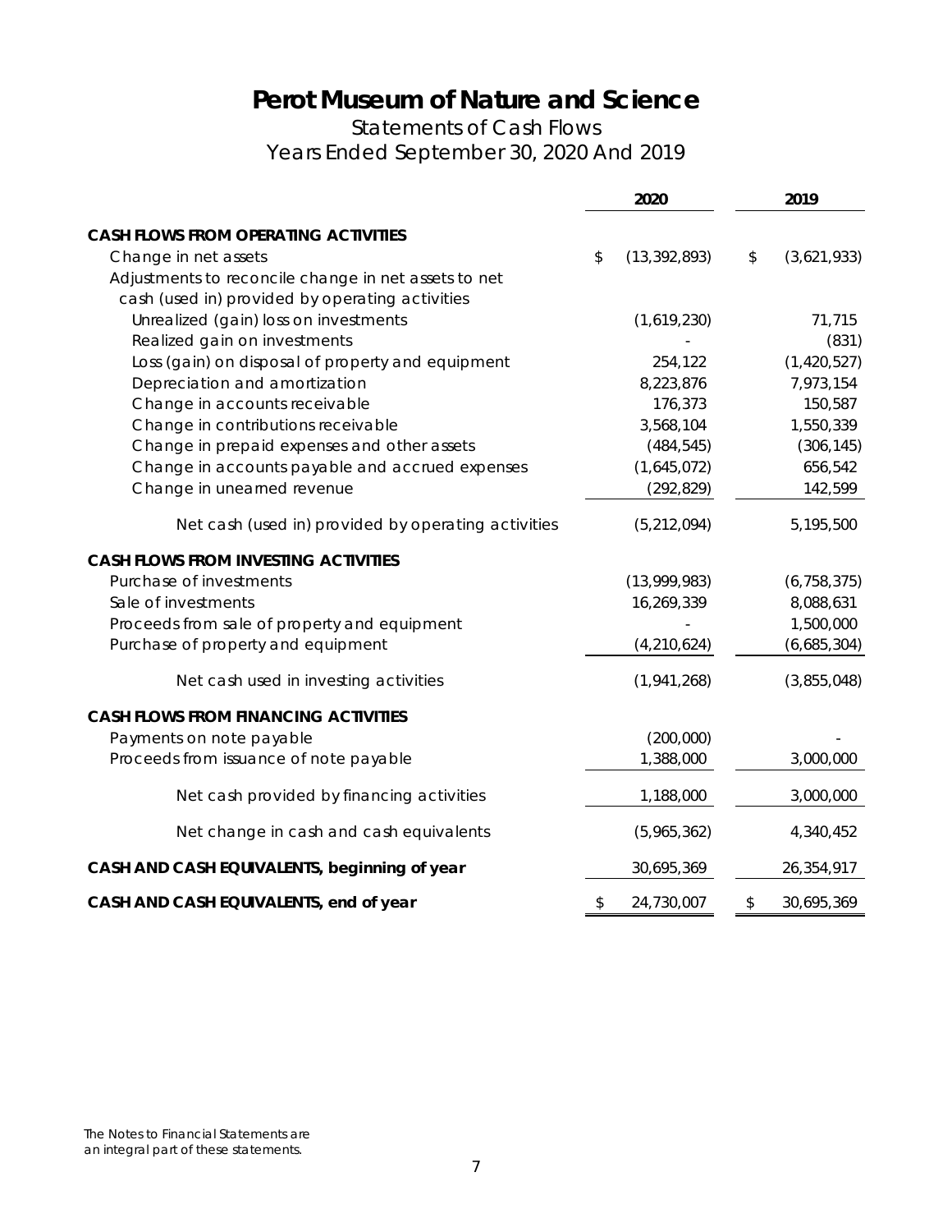# Perot Museum of Nature and Science

## Statements of Cash Flows

## Years Ended September 30, 2020 And 2019

| | 2020 | 2019 |
|---|---|---|
| **CASH FLOWS FROM OPERATING ACTIVITIES** | | |
| Change in net assets | $ (13,392,893) | $ (3,621,933) |
| Adjustments to reconcile change in net assets to net cash (used in) provided by operating activities | | |
| Unrealized (gain) loss on investments | (1,619,230) | 71,715 |
| Realized gain on investments | - | (831) |
| Loss (gain) on disposal of property and equipment | 254,122 | (1,420,527) |
| Depreciation and amortization | 8,223,876 | 7,973,154 |
| Change in accounts receivable | 176,373 | 150,587 |
| Change in contributions receivable | 3,568,104 | 1,550,339 |
| Change in prepaid expenses and other assets | (484,545) | (306,145) |
| Change in accounts payable and accrued expenses | (1,645,072) | 656,542 |
| Change in unearned revenue | (292,829) | 142,599 |
| Net cash (used in) provided by operating activities | (5,212,094) | 5,195,500 |
| **CASH FLOWS FROM INVESTING ACTIVITIES** | | |
| Purchase of investments | (13,999,983) | (6,758,375) |
| Sale of investments | 16,269,339 | 8,088,631 |
| Proceeds from sale of property and equipment | - | 1,500,000 |
| Purchase of property and equipment | (4,210,624) | (6,685,304) |
| Net cash used in investing activities | (1,941,268) | (3,855,048) |
| **CASH FLOWS FROM FINANCING ACTIVITIES** | | |
| Payments on note payable | (200,000) | - |
| Proceeds from issuance of note payable | 1,388,000 | 3,000,000 |
| Net cash provided by financing activities | 1,188,000 | 3,000,000 |
| Net change in cash and cash equivalents | (5,965,362) | 4,340,452 |
| **CASH AND CASH EQUIVALENTS, beginning of year** | 30,695,369 | 26,354,917 |
| **CASH AND CASH EQUIVALENTS, end of year** | $ 24,730,007 | $ 30,695,369 |

The Notes to Financial Statements are an integral part of these statements.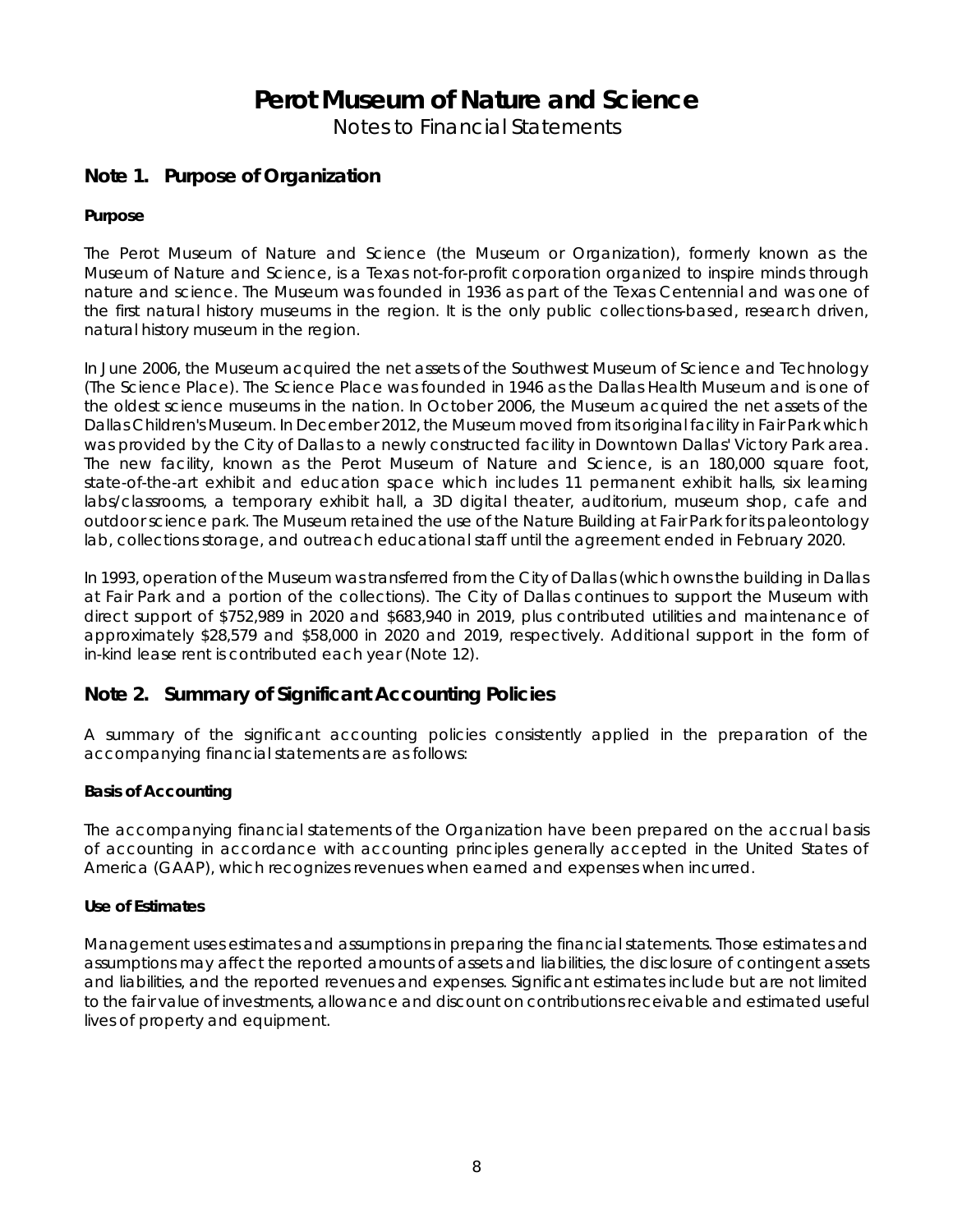# Perot Museum of Nature and Science

Notes to Financial Statements

## Note 1. Purpose of Organization

### Purpose

The Perot Museum of Nature and Science (the Museum or Organization), formerly known as the Museum of Nature and Science, is a Texas not-for-profit corporation organized to inspire minds through nature and science. The Museum was founded in 1936 as part of the Texas Centennial and was one of the first natural history museums in the region. It is the only public collections-based, research driven, natural history museum in the region.

In June 2006, the Museum acquired the net assets of the Southwest Museum of Science and Technology (The Science Place). The Science Place was founded in 1946 as the Dallas Health Museum and is one of the oldest science museums in the nation. In October 2006, the Museum acquired the net assets of the Dallas Children's Museum. In December 2012, the Museum moved from its original facility in Fair Park which was provided by the City of Dallas to a newly constructed facility in Downtown Dallas' Victory Park area. The new facility, known as the Perot Museum of Nature and Science, is an 180,000 square foot, state-of-the-art exhibit and education space which includes 11 permanent exhibit halls, six learning labs/classrooms, a temporary exhibit hall, a 3D digital theater, auditorium, museum shop, cafe and outdoor science park. The Museum retained the use of the Nature Building at Fair Park for its paleontology lab, collections storage, and outreach educational staff until the agreement ended in February 2020.

In 1993, operation of the Museum was transferred from the City of Dallas (which owns the building in Dallas at Fair Park and a portion of the collections). The City of Dallas continues to support the Museum with direct support of $752,989 in 2020 and $683,940 in 2019, plus contributed utilities and maintenance of approximately $28,579 and $58,000 in 2020 and 2019, respectively. Additional support in the form of in-kind lease rent is contributed each year (Note 12).

## Note 2. Summary of Significant Accounting Policies

A summary of the significant accounting policies consistently applied in the preparation of the accompanying financial statements are as follows:

### Basis of Accounting

The accompanying financial statements of the Organization have been prepared on the accrual basis of accounting in accordance with accounting principles generally accepted in the United States of America (GAAP), which recognizes revenues when earned and expenses when incurred.

### Use of Estimates

Management uses estimates and assumptions in preparing the financial statements. Those estimates and assumptions may affect the reported amounts of assets and liabilities, the disclosure of contingent assets and liabilities, and the reported revenues and expenses. Significant estimates include but are not limited to the fair value of investments, allowance and discount on contributions receivable and estimated useful lives of property and equipment.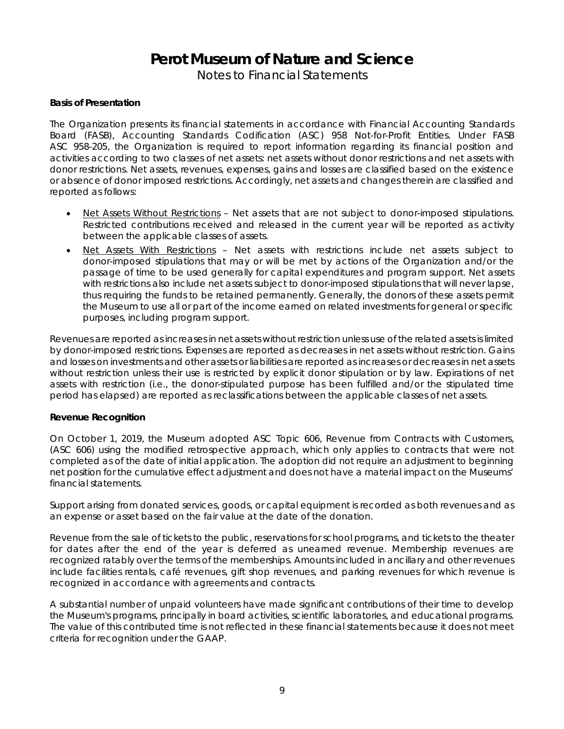# Perot Museum of Nature and Science

Notes to Financial Statements

**Basis of Presentation**

The Organization presents its financial statements in accordance with Financial Accounting Standards Board (FASB), Accounting Standards Codification (ASC) 958 Not-for-Profit Entities. Under FASB ASC 958-205, the Organization is required to report information regarding its financial position and activities according to two classes of net assets: net assets without donor restrictions and net assets with donor restrictions. Net assets, revenues, expenses, gains and losses are classified based on the existence or absence of donor imposed restrictions. Accordingly, net assets and changes therein are classified and reported as follows:

- Net Assets Without Restrictions – Net assets that are not subject to donor-imposed stipulations. Restricted contributions received and released in the current year will be reported as activity between the applicable classes of assets.
- Net Assets With Restrictions – Net assets with restrictions include net assets subject to donor-imposed stipulations that may or will be met by actions of the Organization and/or the passage of time to be used generally for capital expenditures and program support. Net assets with restrictions also include net assets subject to donor-imposed stipulations that will never lapse, thus requiring the funds to be retained permanently. Generally, the donors of these assets permit the Museum to use all or part of the income earned on related investments for general or specific purposes, including program support.

Revenues are reported as increases in net assets without restriction unless use of the related assets is limited by donor-imposed restrictions. Expenses are reported as decreases in net assets without restriction. Gains and losses on investments and other assets or liabilities are reported as increases or decreases in net assets without restriction unless their use is restricted by explicit donor stipulation or by law. Expirations of net assets with restriction (i.e., the donor-stipulated purpose has been fulfilled and/or the stipulated time period has elapsed) are reported as reclassifications between the applicable classes of net assets.

**Revenue Recognition**

On October 1, 2019, the Museum adopted ASC Topic 606, Revenue from Contracts with Customers, (ASC 606) using the modified retrospective approach, which only applies to contracts that were not completed as of the date of initial application. The adoption did not require an adjustment to beginning net position for the cumulative effect adjustment and does not have a material impact on the Museums' financial statements.

Support arising from donated services, goods, or capital equipment is recorded as both revenues and as an expense or asset based on the fair value at the date of the donation.

Revenue from the sale of tickets to the public, reservations for school programs, and tickets to the theater for dates after the end of the year is deferred as unearned revenue. Membership revenues are recognized ratably over the terms of the memberships. Amounts included in ancillary and other revenues include facilities rentals, café revenues, gift shop revenues, and parking revenues for which revenue is recognized in accordance with agreements and contracts.

A substantial number of unpaid volunteers have made significant contributions of their time to develop the Museum's programs, principally in board activities, scientific laboratories, and educational programs. The value of this contributed time is not reflected in these financial statements because it does not meet criteria for recognition under the GAAP.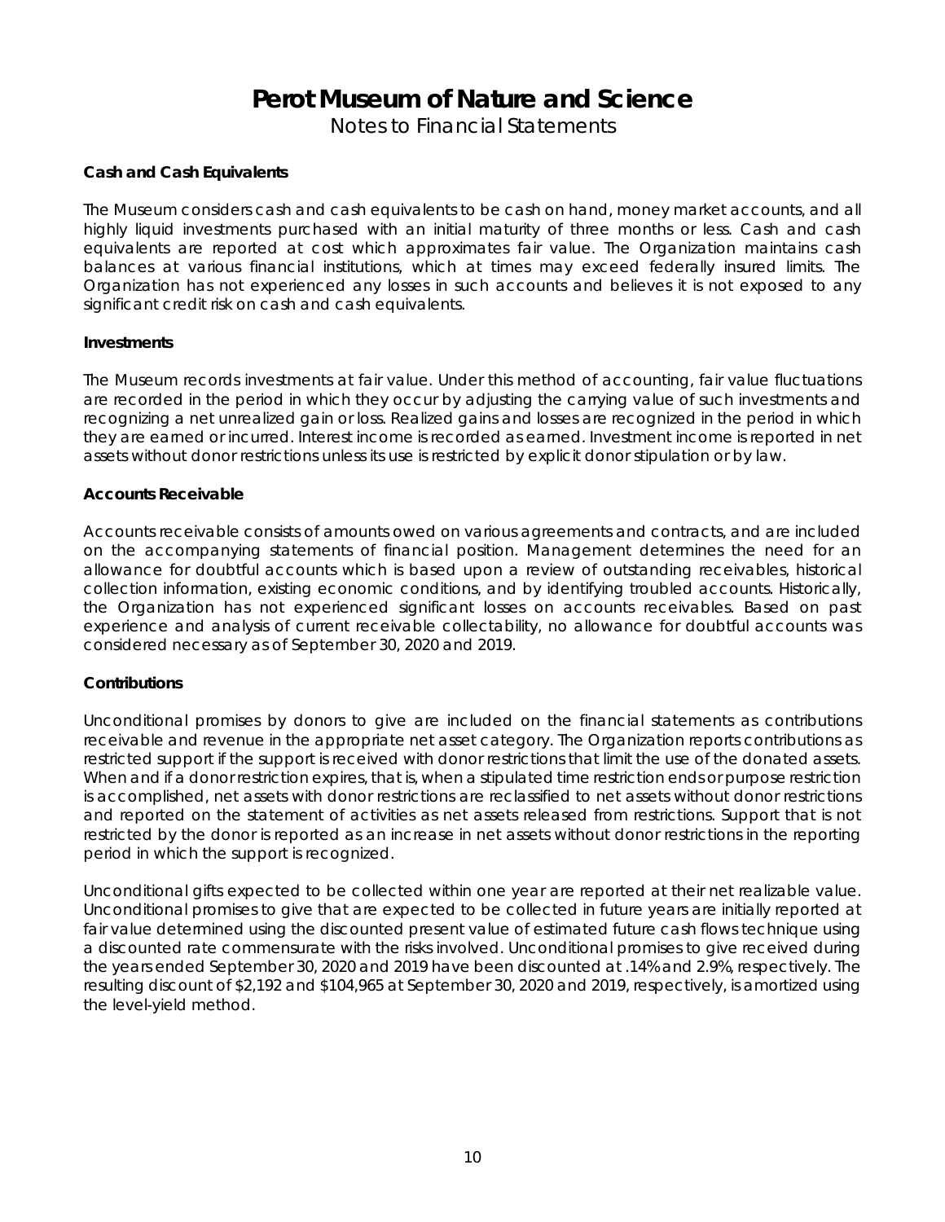# Perot Museum of Nature and Science

Notes to Financial Statements

### Cash and Cash Equivalents

The Museum considers cash and cash equivalents to be cash on hand, money market accounts, and all highly liquid investments purchased with an initial maturity of three months or less. Cash and cash equivalents are reported at cost which approximates fair value. The Organization maintains cash balances at various financial institutions, which at times may exceed federally insured limits. The Organization has not experienced any losses in such accounts and believes it is not exposed to any significant credit risk on cash and cash equivalents.

### Investments

The Museum records investments at fair value. Under this method of accounting, fair value fluctuations are recorded in the period in which they occur by adjusting the carrying value of such investments and recognizing a net unrealized gain or loss. Realized gains and losses are recognized in the period in which they are earned or incurred. Interest income is recorded as earned. Investment income is reported in net assets without donor restrictions unless its use is restricted by explicit donor stipulation or by law.

### Accounts Receivable

Accounts receivable consists of amounts owed on various agreements and contracts, and are included on the accompanying statements of financial position. Management determines the need for an allowance for doubtful accounts which is based upon a review of outstanding receivables, historical collection information, existing economic conditions, and by identifying troubled accounts. Historically, the Organization has not experienced significant losses on accounts receivables. Based on past experience and analysis of current receivable collectability, no allowance for doubtful accounts was considered necessary as of September 30, 2020 and 2019.

### Contributions

Unconditional promises by donors to give are included on the financial statements as contributions receivable and revenue in the appropriate net asset category. The Organization reports contributions as restricted support if the support is received with donor restrictions that limit the use of the donated assets. When and if a donor restriction expires, that is, when a stipulated time restriction ends or purpose restriction is accomplished, net assets with donor restrictions are reclassified to net assets without donor restrictions and reported on the statement of activities as net assets released from restrictions. Support that is not restricted by the donor is reported as an increase in net assets without donor restrictions in the reporting period in which the support is recognized.

Unconditional gifts expected to be collected within one year are reported at their net realizable value. Unconditional promises to give that are expected to be collected in future years are initially reported at fair value determined using the discounted present value of estimated future cash flows technique using a discounted rate commensurate with the risks involved. Unconditional promises to give received during the years ended September 30, 2020 and 2019 have been discounted at .14% and 2.9%, respectively. The resulting discount of $2,192 and $104,965 at September 30, 2020 and 2019, respectively, is amortized using the level-yield method.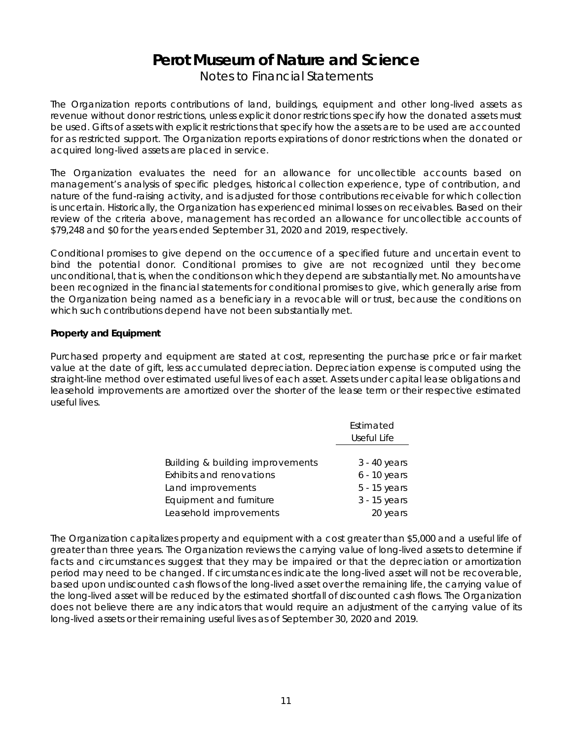The Organization reports contributions of land, buildings, equipment and other long-lived assets as revenue without donor restrictions, unless explicit donor restrictions specify how the donated assets must be used. Gifts of assets with explicit restrictions that specify how the assets are to be used are accounted for as restricted support. The Organization reports expirations of donor restrictions when the donated or acquired long-lived assets are placed in service.

The Organization evaluates the need for an allowance for uncollectible accounts based on management's analysis of specific pledges, historical collection experience, type of contribution, and nature of the fund-raising activity, and is adjusted for those contributions receivable for which collection is uncertain. Historically, the Organization has experienced minimal losses on receivables. Based on their review of the criteria above, management has recorded an allowance for uncollectible accounts of $79,248 and $0 for the years ended September 31, 2020 and 2019, respectively.

Conditional promises to give depend on the occurrence of a specified future and uncertain event to bind the potential donor. Conditional promises to give are not recognized until they become unconditional, that is, when the conditions on which they depend are substantially met. No amounts have been recognized in the financial statements for conditional promises to give, which generally arise from the Organization being named as a beneficiary in a revocable will or trust, because the conditions on which such contributions depend have not been substantially met.

**Property and Equipment**

Purchased property and equipment are stated at cost, representing the purchase price or fair market value at the date of gift, less accumulated depreciation. Depreciation expense is computed using the straight-line method over estimated useful lives of each asset. Assets under capital lease obligations and leasehold improvements are amortized over the shorter of the lease term or their respective estimated useful lives.

| | Estimated Useful Life |
|---|---|
| Building & building improvements | 3 - 40 years |
| Exhibits and renovations | 6 - 10 years |
| Land improvements | 5 - 15 years |
| Equipment and furniture | 3 - 15 years |
| Leasehold improvements | 20 years |

The Organization capitalizes property and equipment with a cost greater than $5,000 and a useful life of greater than three years. The Organization reviews the carrying value of long-lived assets to determine if facts and circumstances suggest that they may be impaired or that the depreciation or amortization period may need to be changed. If circumstances indicate the long-lived asset will not be recoverable, based upon undiscounted cash flows of the long-lived asset over the remaining life, the carrying value of the long-lived asset will be reduced by the estimated shortfall of discounted cash flows. The Organization does not believe there are any indicators that would require an adjustment of the carrying value of its long-lived assets or their remaining useful lives as of September 30, 2020 and 2019.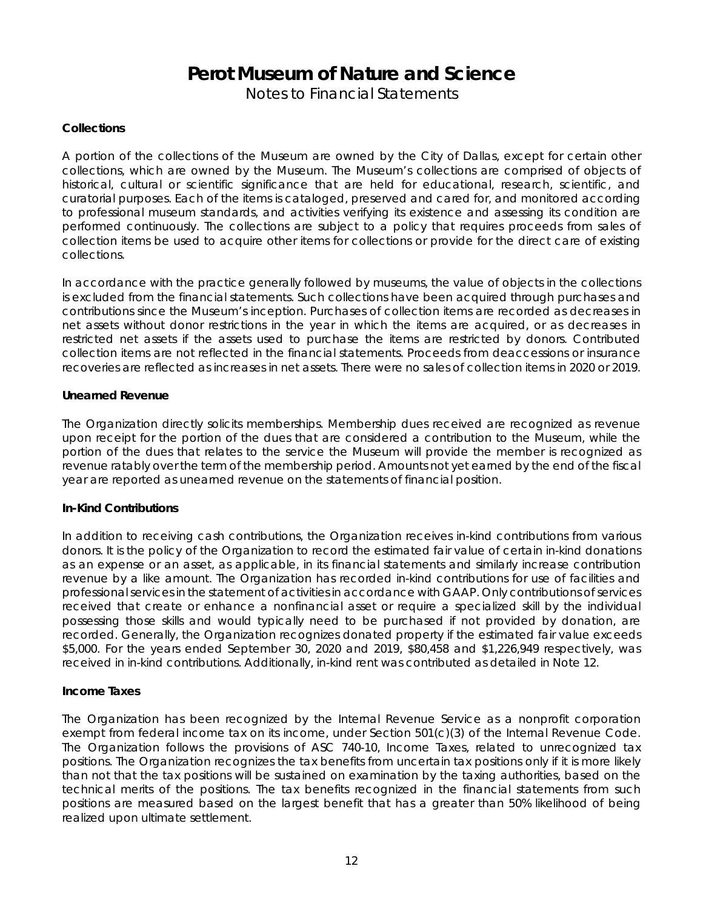### Collections

A portion of the collections of the Museum are owned by the City of Dallas, except for certain other collections, which are owned by the Museum. The Museum's collections are comprised of objects of historical, cultural or scientific significance that are held for educational, research, scientific, and curatorial purposes. Each of the items is cataloged, preserved and cared for, and monitored according to professional museum standards, and activities verifying its existence and assessing its condition are performed continuously. The collections are subject to a policy that requires proceeds from sales of collection items be used to acquire other items for collections or provide for the direct care of existing collections.

In accordance with the practice generally followed by museums, the value of objects in the collections is excluded from the financial statements. Such collections have been acquired through purchases and contributions since the Museum's inception. Purchases of collection items are recorded as decreases in net assets without donor restrictions in the year in which the items are acquired, or as decreases in restricted net assets if the assets used to purchase the items are restricted by donors. Contributed collection items are not reflected in the financial statements. Proceeds from deaccessions or insurance recoveries are reflected as increases in net assets. There were no sales of collection items in 2020 or 2019.

### Unearned Revenue

The Organization directly solicits memberships. Membership dues received are recognized as revenue upon receipt for the portion of the dues that are considered a contribution to the Museum, while the portion of the dues that relates to the service the Museum will provide the member is recognized as revenue ratably over the term of the membership period. Amounts not yet earned by the end of the fiscal year are reported as unearned revenue on the statements of financial position.

### In-Kind Contributions

In addition to receiving cash contributions, the Organization receives in-kind contributions from various donors. It is the policy of the Organization to record the estimated fair value of certain in-kind donations as an expense or an asset, as applicable, in its financial statements and similarly increase contribution revenue by a like amount. The Organization has recorded in-kind contributions for use of facilities and professional services in the statement of activities in accordance with GAAP. Only contributions of services received that create or enhance a nonfinancial asset or require a specialized skill by the individual possessing those skills and would typically need to be purchased if not provided by donation, are recorded. Generally, the Organization recognizes donated property if the estimated fair value exceeds \$5,000. For the years ended September 30, 2020 and 2019, \$80,458 and \$1,226,949 respectively, was received in in-kind contributions. Additionally, in-kind rent was contributed as detailed in Note 12.

### Income Taxes

The Organization has been recognized by the Internal Revenue Service as a nonprofit corporation exempt from federal income tax on its income, under Section 501(c)(3) of the Internal Revenue Code. The Organization follows the provisions of ASC 740-10, Income Taxes, related to unrecognized tax positions. The Organization recognizes the tax benefits from uncertain tax positions only if it is more likely than not that the tax positions will be sustained on examination by the taxing authorities, based on the technical merits of the positions. The tax benefits recognized in the financial statements from such positions are measured based on the largest benefit that has a greater than 50% likelihood of being realized upon ultimate settlement.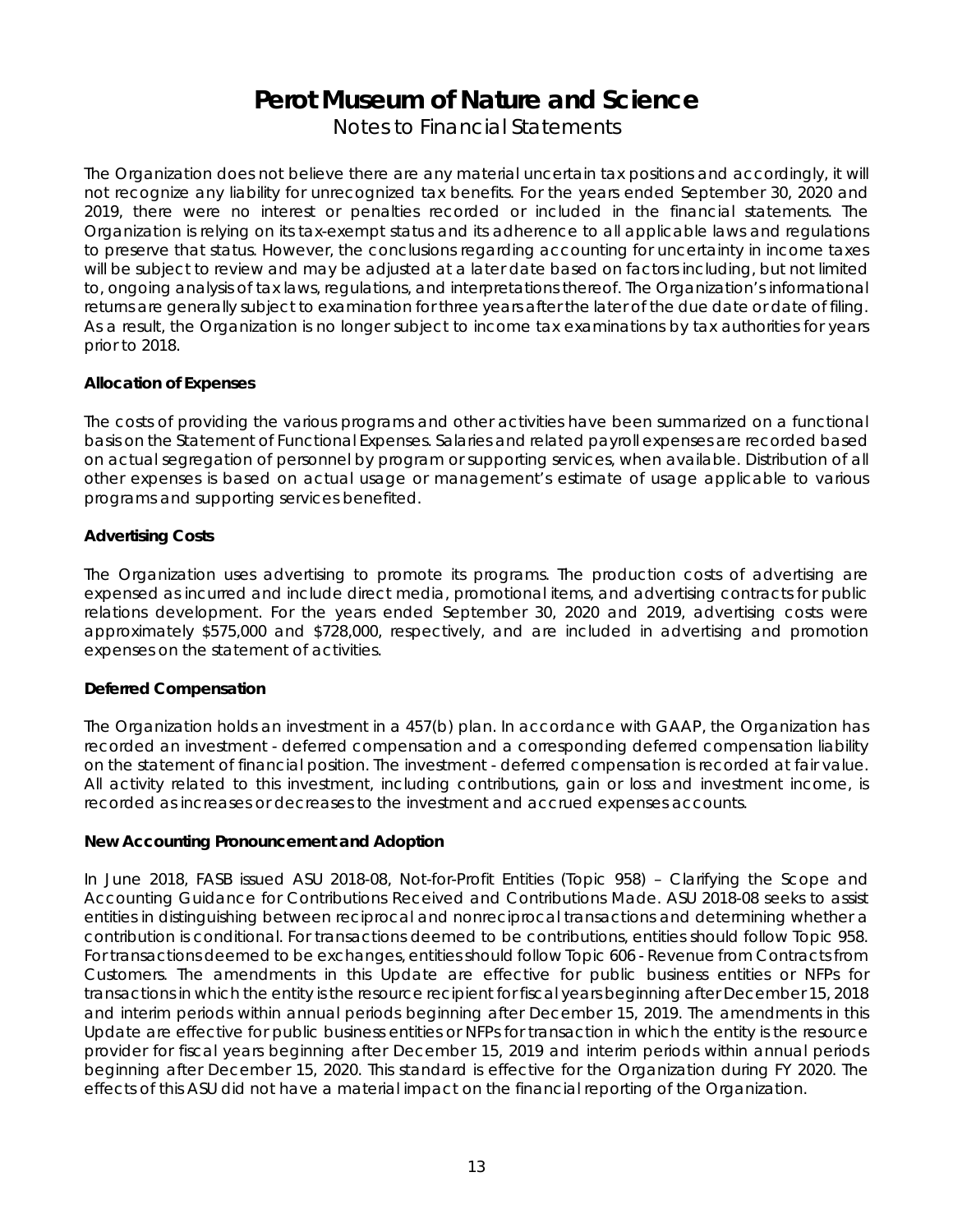The Organization does not believe there are any material uncertain tax positions and accordingly, it will not recognize any liability for unrecognized tax benefits. For the years ended September 30, 2020 and 2019, there were no interest or penalties recorded or included in the financial statements. The Organization is relying on its tax-exempt status and its adherence to all applicable laws and regulations to preserve that status. However, the conclusions regarding accounting for uncertainty in income taxes will be subject to review and may be adjusted at a later date based on factors including, but not limited to, ongoing analysis of tax laws, regulations, and interpretations thereof. The Organization's informational returns are generally subject to examination for three years after the later of the due date or date of filing. As a result, the Organization is no longer subject to income tax examinations by tax authorities for years prior to 2018.

**Allocation of Expenses**

The costs of providing the various programs and other activities have been summarized on a functional basis on the Statement of Functional Expenses. Salaries and related payroll expenses are recorded based on actual segregation of personnel by program or supporting services, when available. Distribution of all other expenses is based on actual usage or management's estimate of usage applicable to various programs and supporting services benefited.

**Advertising Costs**

The Organization uses advertising to promote its programs. The production costs of advertising are expensed as incurred and include direct media, promotional items, and advertising contracts for public relations development. For the years ended September 30, 2020 and 2019, advertising costs were approximately $575,000 and $728,000, respectively, and are included in advertising and promotion expenses on the statement of activities.

**Deferred Compensation**

The Organization holds an investment in a 457(b) plan. In accordance with GAAP, the Organization has recorded an investment - deferred compensation and a corresponding deferred compensation liability on the statement of financial position. The investment - deferred compensation is recorded at fair value. All activity related to this investment, including contributions, gain or loss and investment income, is recorded as increases or decreases to the investment and accrued expenses accounts.

**New Accounting Pronouncement and Adoption**

In June 2018, FASB issued ASU 2018-08, Not-for-Profit Entities (Topic 958) – Clarifying the Scope and Accounting Guidance for Contributions Received and Contributions Made. ASU 2018-08 seeks to assist entities in distinguishing between reciprocal and nonreciprocal transactions and determining whether a contribution is conditional. For transactions deemed to be contributions, entities should follow Topic 958. For transactions deemed to be exchanges, entities should follow Topic 606 - Revenue from Contracts from Customers. The amendments in this Update are effective for public business entities or NFPs for transactions in which the entity is the resource recipient for fiscal years beginning after December 15, 2018 and interim periods within annual periods beginning after December 15, 2019. The amendments in this Update are effective for public business entities or NFPs for transaction in which the entity is the resource provider for fiscal years beginning after December 15, 2019 and interim periods within annual periods beginning after December 15, 2020. This standard is effective for the Organization during FY 2020. The effects of this ASU did not have a material impact on the financial reporting of the Organization.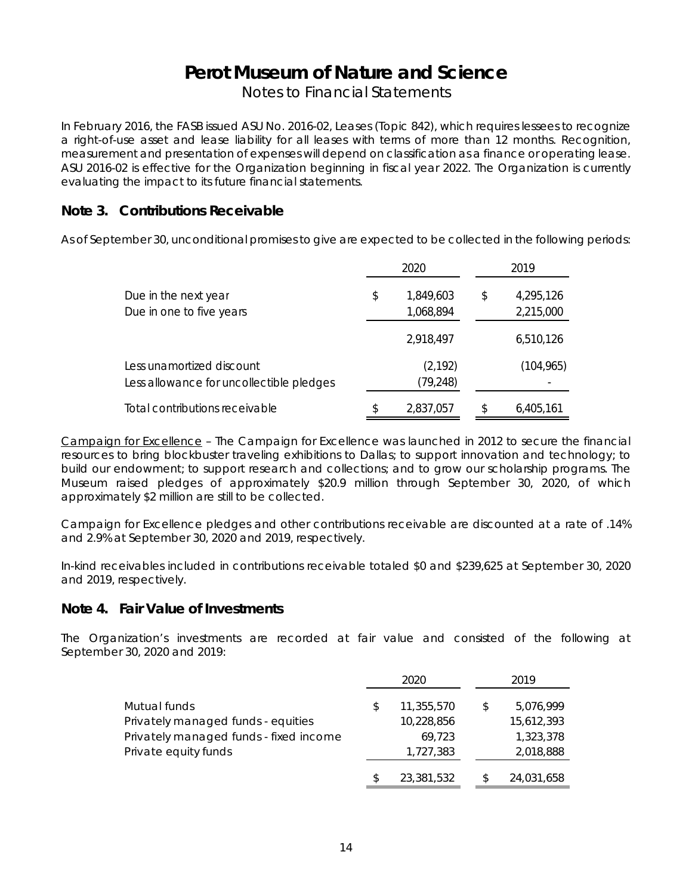In February 2016, the FASB issued ASU No. 2016-02, Leases (Topic 842), which requires lessees to recognize a right-of-use asset and lease liability for all leases with terms of more than 12 months. Recognition, measurement and presentation of expenses will depend on classification as a finance or operating lease. ASU 2016-02 is effective for the Organization beginning in fiscal year 2022. The Organization is currently evaluating the impact to its future financial statements.

## Note 3. Contributions Receivable

As of September 30, unconditional promises to give are expected to be collected in the following periods:

| | 2020 | 2019 |
|---|---|---|
| Due in the next year | $ 1,849,603 | $ 4,295,126 |
| Due in one to five years | 1,068,894 | 2,215,000 |
| | 2,918,497 | 6,510,126 |
| Less unamortized discount | (2,192) | (104,965) |
| Less allowance for uncollectible pledges | (79,248) | - |
| Total contributions receivable | $ 2,837,057 | $ 6,405,161 |

Campaign for Excellence – The Campaign for Excellence was launched in 2012 to secure the financial resources to bring blockbuster traveling exhibitions to Dallas; to support innovation and technology; to build our endowment; to support research and collections; and to grow our scholarship programs. The Museum raised pledges of approximately $20.9 million through September 30, 2020, of which approximately $2 million are still to be collected.

Campaign for Excellence pledges and other contributions receivable are discounted at a rate of .14% and 2.9% at September 30, 2020 and 2019, respectively.

In-kind receivables included in contributions receivable totaled $0 and $239,625 at September 30, 2020 and 2019, respectively.

## Note 4. Fair Value of Investments

The Organization's investments are recorded at fair value and consisted of the following at September 30, 2020 and 2019:

| | 2020 | 2019 |
|---|---|---|
| Mutual funds | $ 11,355,570 | $ 5,076,999 |
| Privately managed funds - equities | 10,228,856 | 15,612,393 |
| Privately managed funds - fixed income | 69,723 | 1,323,378 |
| Private equity funds | 1,727,383 | 2,018,888 |
| | $ 23,381,532 | $ 24,031,658 |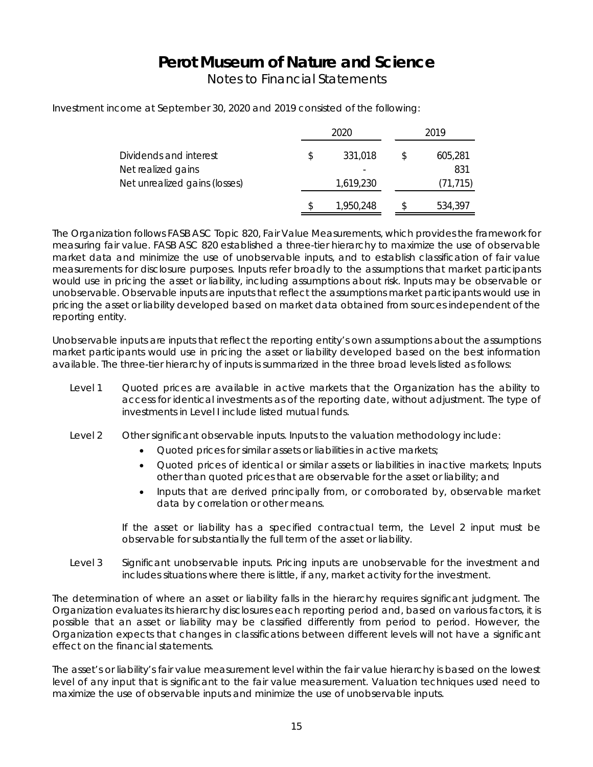Investment income at September 30, 2020 and 2019 consisted of the following:

| | 2020 | 2019 |
|---|---|---|
| Dividends and interest | $ 331,018 | $ 605,281 |
| Net realized gains | - | 831 |
| Net unrealized gains (losses) | 1,619,230 | (71,715) |
| | $ 1,950,248 | $ 534,397 |

The Organization follows FASB ASC Topic 820, Fair Value Measurements, which provides the framework for measuring fair value. FASB ASC 820 established a three-tier hierarchy to maximize the use of observable market data and minimize the use of unobservable inputs, and to establish classification of fair value measurements for disclosure purposes. Inputs refer broadly to the assumptions that market participants would use in pricing the asset or liability, including assumptions about risk. Inputs may be observable or unobservable. Observable inputs are inputs that reflect the assumptions market participants would use in pricing the asset or liability developed based on market data obtained from sources independent of the reporting entity.

Unobservable inputs are inputs that reflect the reporting entity's own assumptions about the assumptions market participants would use in pricing the asset or liability developed based on the best information available. The three-tier hierarchy of inputs is summarized in the three broad levels listed as follows:

Level 1 Quoted prices are available in active markets that the Organization has the ability to access for identical investments as of the reporting date, without adjustment. The type of investments in Level I include listed mutual funds.

Level 2 Other significant observable inputs. Inputs to the valuation methodology include:

- Quoted prices for similar assets or liabilities in active markets;
- Quoted prices of identical or similar assets or liabilities in inactive markets; Inputs other than quoted prices that are observable for the asset or liability; and
- Inputs that are derived principally from, or corroborated by, observable market data by correlation or other means.

If the asset or liability has a specified contractual term, the Level 2 input must be observable for substantially the full term of the asset or liability.

Level 3 Significant unobservable inputs. Pricing inputs are unobservable for the investment and includes situations where there is little, if any, market activity for the investment.

The determination of where an asset or liability falls in the hierarchy requires significant judgment. The Organization evaluates its hierarchy disclosures each reporting period and, based on various factors, it is possible that an asset or liability may be classified differently from period to period. However, the Organization expects that changes in classifications between different levels will not have a significant effect on the financial statements.

The asset's or liability's fair value measurement level within the fair value hierarchy is based on the lowest level of any input that is significant to the fair value measurement. Valuation techniques used need to maximize the use of observable inputs and minimize the use of unobservable inputs.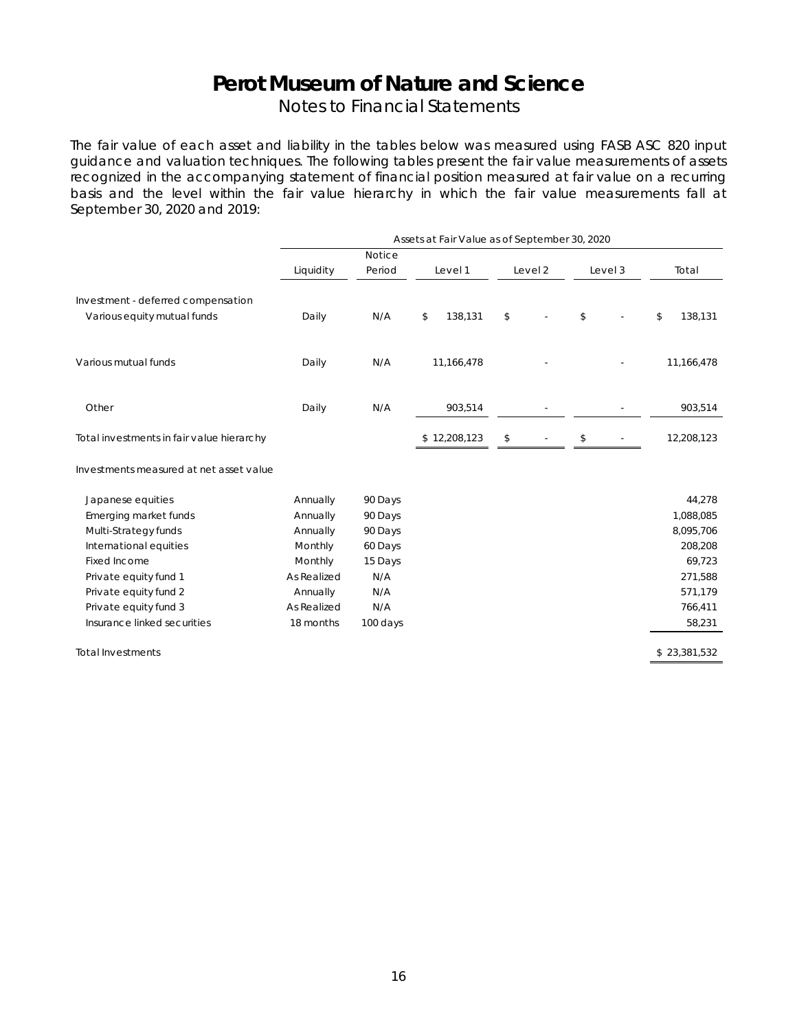# Perot Museum of Nature and Science

Notes to Financial Statements

The fair value of each asset and liability in the tables below was measured using FASB ASC 820 input guidance and valuation techniques. The following tables present the fair value measurements of assets recognized in the accompanying statement of financial position measured at fair value on a recurring basis and the level within the fair value hierarchy in which the fair value measurements fall at September 30, 2020 and 2019:

| | Assets at Fair Value as of September 30, 2020 | | | | | |
|---|---|---|---|---|---|---|
| | Liquidity | Notice Period | Level 1 | Level 2 | Level 3 | Total |
| Investment - deferred compensation | | | | | | |
| Various equity mutual funds | Daily | N/A | $ 138,131 | $ - | $ - | $ 138,131 |
| Various mutual funds | Daily | N/A | 11,166,478 | - | - | 11,166,478 |
| Other | Daily | N/A | 903,514 | - | - | 903,514 |
| Total investments in fair value hierarchy | | | $ 12,208,123 | $ - | $ - | 12,208,123 |
| Investments measured at net asset value | | | | | | |
| Japanese equities | Annually | 90 Days | | | | 44,278 |
| Emerging market funds | Annually | 90 Days | | | | 1,088,085 |
| Multi-Strategy funds | Annually | 90 Days | | | | 8,095,706 |
| International equities | Monthly | 60 Days | | | | 208,208 |
| Fixed Income | Monthly | 15 Days | | | | 69,723 |
| Private equity fund 1 | As Realized | N/A | | | | 271,588 |
| Private equity fund 2 | Annually | N/A | | | | 571,179 |
| Private equity fund 3 | As Realized | N/A | | | | 766,411 |
| Insurance linked securities | 18 months | 100 days | | | | 58,231 |
| Total Investments | | | | | | $ 23,381,532 |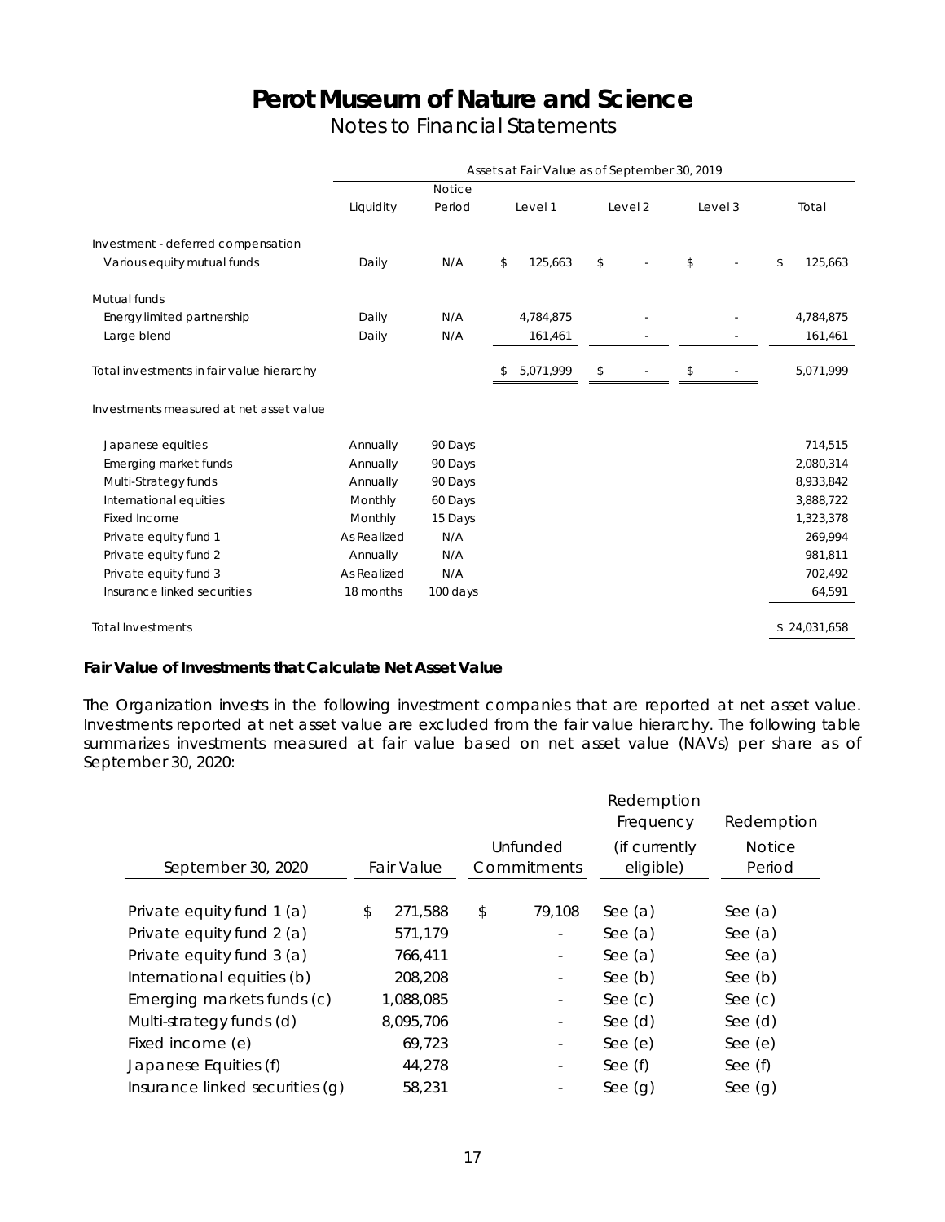# Perot Museum of Nature and Science

## Notes to Financial Statements

| | Assets at Fair Value as of September 30, 2019 | | | | | |
|---|---|---|---|---|---|---|
| | Liquidity | Notice Period | Level 1 | Level 2 | Level 3 | Total |
| Investment - deferred compensation | | | | | | |
| Various equity mutual funds | Daily | N/A | $ 125,663 | $ - | $ - | $ 125,663 |
| Mutual funds | | | | | | |
| Energy limited partnership | Daily | N/A | 4,784,875 | - | - | 4,784,875 |
| Large blend | Daily | N/A | 161,461 | - | - | 161,461 |
| Total investments in fair value hierarchy | | | $ 5,071,999 | $ - | $ - | 5,071,999 |
| Investments measured at net asset value | | | | | | |
| Japanese equities | Annually | 90 Days | | | | 714,515 |
| Emerging market funds | Annually | 90 Days | | | | 2,080,314 |
| Multi-Strategy funds | Annually | 90 Days | | | | 8,933,842 |
| International equities | Monthly | 60 Days | | | | 3,888,722 |
| Fixed Income | Monthly | 15 Days | | | | 1,323,378 |
| Private equity fund 1 | As Realized | N/A | | | | 269,994 |
| Private equity fund 2 | Annually | N/A | | | | 981,811 |
| Private equity fund 3 | As Realized | N/A | | | | 702,492 |
| Insurance linked securities | 18 months | 100 days | | | | 64,591 |
| Total Investments | | | | | | $ 24,031,658 |

### Fair Value of Investments that Calculate Net Asset Value

The Organization invests in the following investment companies that are reported at net asset value. Investments reported at net asset value are excluded from the fair value hierarchy. The following table summarizes investments measured at fair value based on net asset value (NAVs) per share as of September 30, 2020:

| September 30, 2020 | Fair Value | Unfunded Commitments | Redemption Frequency (if currently eligible) | Redemption Notice Period |
|---|---|---|---|---|
| Private equity fund 1 (a) | $ 271,588 | $ 79,108 | See (a) | See (a) |
| Private equity fund 2 (a) | 571,179 | - | See (a) | See (a) |
| Private equity fund 3 (a) | 766,411 | - | See (a) | See (a) |
| International equities (b) | 208,208 | - | See (b) | See (b) |
| Emerging markets funds (c) | 1,088,085 | - | See (c) | See (c) |
| Multi-strategy funds (d) | 8,095,706 | - | See (d) | See (d) |
| Fixed income (e) | 69,723 | - | See (e) | See (e) |
| Japanese Equities (f) | 44,278 | - | See (f) | See (f) |
| Insurance linked securities (g) | 58,231 | - | See (g) | See (g) |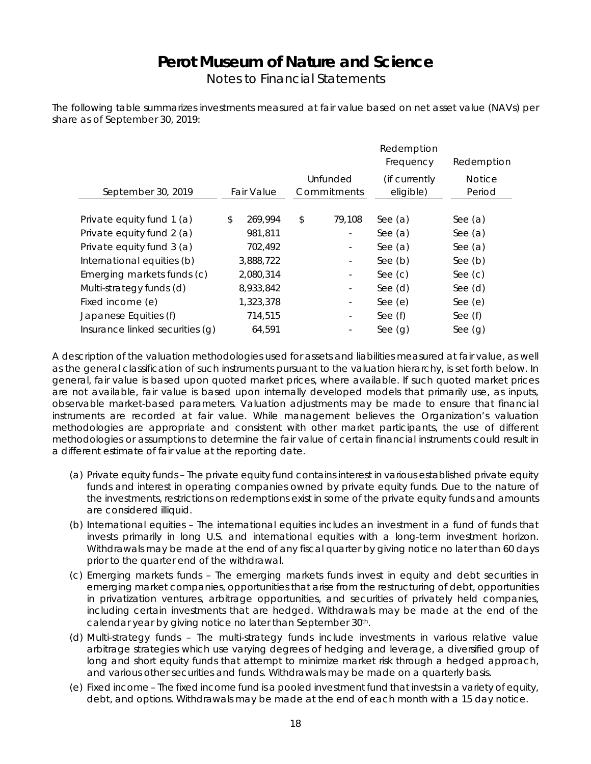# Perot Museum of Nature and Science

Notes to Financial Statements

The following table summarizes investments measured at fair value based on net asset value (NAVs) per share as of September 30, 2019:

| September 30, 2019 | Fair Value | Unfunded Commitments | Redemption Frequency (if currently eligible) | Redemption Notice Period |
|---|---|---|---|---|
| Private equity fund 1 (a) | $ 269,994 | $ 79,108 | See (a) | See (a) |
| Private equity fund 2 (a) | 981,811 | - | See (a) | See (a) |
| Private equity fund 3 (a) | 702,492 | - | See (a) | See (a) |
| International equities (b) | 3,888,722 | - | See (b) | See (b) |
| Emerging markets funds (c) | 2,080,314 | - | See (c) | See (c) |
| Multi-strategy funds (d) | 8,933,842 | - | See (d) | See (d) |
| Fixed income (e) | 1,323,378 | - | See (e) | See (e) |
| Japanese Equities (f) | 714,515 | - | See (f) | See (f) |
| Insurance linked securities (g) | 64,591 | - | See (g) | See (g) |

A description of the valuation methodologies used for assets and liabilities measured at fair value, as well as the general classification of such instruments pursuant to the valuation hierarchy, is set forth below. In general, fair value is based upon quoted market prices, where available. If such quoted market prices are not available, fair value is based upon internally developed models that primarily use, as inputs, observable market-based parameters. Valuation adjustments may be made to ensure that financial instruments are recorded at fair value. While management believes the Organization's valuation methodologies are appropriate and consistent with other market participants, the use of different methodologies or assumptions to determine the fair value of certain financial instruments could result in a different estimate of fair value at the reporting date.

(a) Private equity funds – The private equity fund contains interest in various established private equity funds and interest in operating companies owned by private equity funds. Due to the nature of the investments, restrictions on redemptions exist in some of the private equity funds and amounts are considered illiquid.

(b) International equities – The international equities includes an investment in a fund of funds that invests primarily in long U.S. and international equities with a long-term investment horizon. Withdrawals may be made at the end of any fiscal quarter by giving notice no later than 60 days prior to the quarter end of the withdrawal.

(c) Emerging markets funds – The emerging markets funds invest in equity and debt securities in emerging market companies, opportunities that arise from the restructuring of debt, opportunities in privatization ventures, arbitrage opportunities, and securities of privately held companies, including certain investments that are hedged. Withdrawals may be made at the end of the calendar year by giving notice no later than September 30th.

(d) Multi-strategy funds – The multi-strategy funds include investments in various relative value arbitrage strategies which use varying degrees of hedging and leverage, a diversified group of long and short equity funds that attempt to minimize market risk through a hedged approach, and various other securities and funds. Withdrawals may be made on a quarterly basis.

(e) Fixed income – The fixed income fund is a pooled investment fund that invests in a variety of equity, debt, and options. Withdrawals may be made at the end of each month with a 15 day notice.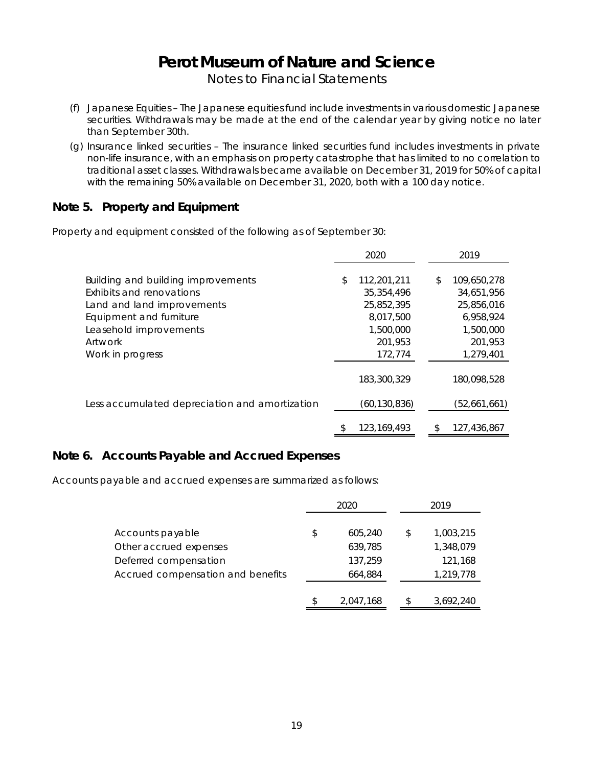(f) Japanese Equities – The Japanese equities fund include investments in various domestic Japanese securities. Withdrawals may be made at the end of the calendar year by giving notice no later than September 30th.

(g) Insurance linked securities – The insurance linked securities fund includes investments in private non-life insurance, with an emphasis on property catastrophe that has limited to no correlation to traditional asset classes. Withdrawals became available on December 31, 2019 for 50% of capital with the remaining 50% available on December 31, 2020, both with a 100 day notice.

## Note 5. Property and Equipment

Property and equipment consisted of the following as of September 30:

| | 2020 | 2019 |
|---|---|---|
| Building and building improvements | $ 112,201,211 | $ 109,650,278 |
| Exhibits and renovations | 35,354,496 | 34,651,956 |
| Land and land improvements | 25,852,395 | 25,856,016 |
| Equipment and furniture | 8,017,500 | 6,958,924 |
| Leasehold improvements | 1,500,000 | 1,500,000 |
| Artwork | 201,953 | 201,953 |
| Work in progress | 172,774 | 1,279,401 |
| | 183,300,329 | 180,098,528 |
| Less accumulated depreciation and amortization | (60,130,836) | (52,661,661) |
| | $ 123,169,493 | $ 127,436,867 |

## Note 6. Accounts Payable and Accrued Expenses

Accounts payable and accrued expenses are summarized as follows:

| | 2020 | 2019 |
|---|---|---|
| Accounts payable | $ 605,240 | $ 1,003,215 |
| Other accrued expenses | 639,785 | 1,348,079 |
| Deferred compensation | 137,259 | 121,168 |
| Accrued compensation and benefits | 664,884 | 1,219,778 |
| | $ 2,047,168 | $ 3,692,240 |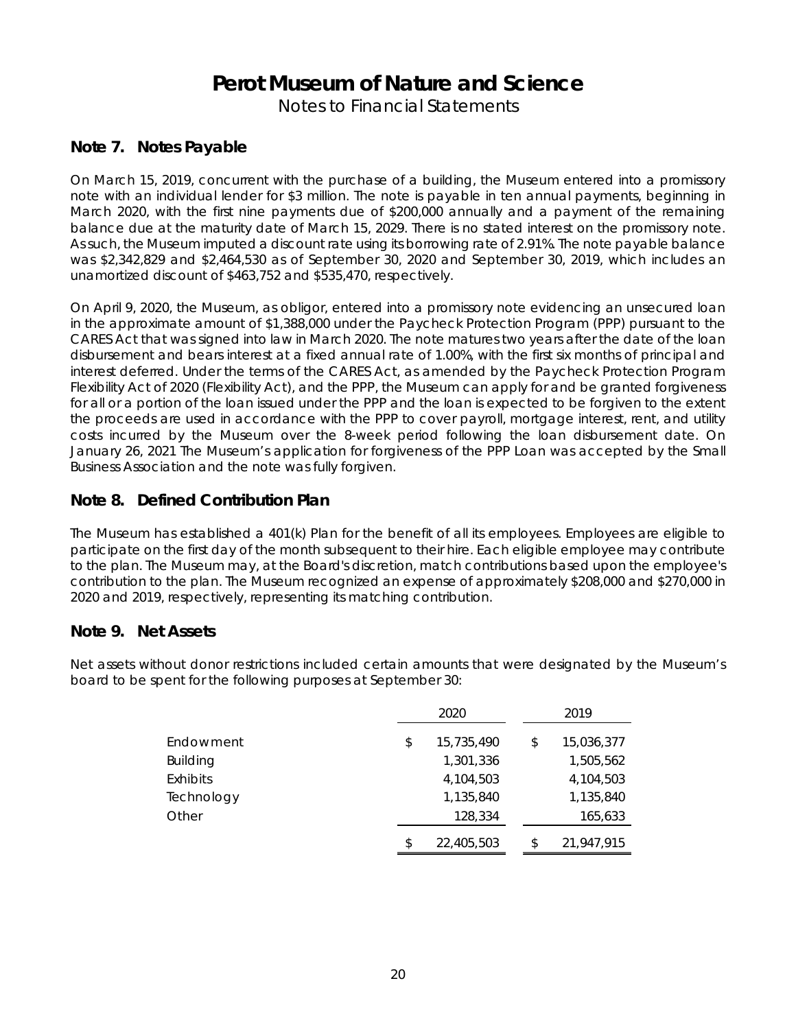# Perot Museum of Nature and Science

Notes to Financial Statements

## Note 7. Notes Payable

On March 15, 2019, concurrent with the purchase of a building, the Museum entered into a promissory note with an individual lender for $3 million. The note is payable in ten annual payments, beginning in March 2020, with the first nine payments due of $200,000 annually and a payment of the remaining balance due at the maturity date of March 15, 2029. There is no stated interest on the promissory note. As such, the Museum imputed a discount rate using its borrowing rate of 2.91%. The note payable balance was $2,342,829 and $2,464,530 as of September 30, 2020 and September 30, 2019, which includes an unamortized discount of $463,752 and $535,470, respectively.

On April 9, 2020, the Museum, as obligor, entered into a promissory note evidencing an unsecured loan in the approximate amount of $1,388,000 under the Paycheck Protection Program (PPP) pursuant to the CARES Act that was signed into law in March 2020. The note matures two years after the date of the loan disbursement and bears interest at a fixed annual rate of 1.00%, with the first six months of principal and interest deferred. Under the terms of the CARES Act, as amended by the Paycheck Protection Program Flexibility Act of 2020 (Flexibility Act), and the PPP, the Museum can apply for and be granted forgiveness for all or a portion of the loan issued under the PPP and the loan is expected to be forgiven to the extent the proceeds are used in accordance with the PPP to cover payroll, mortgage interest, rent, and utility costs incurred by the Museum over the 8-week period following the loan disbursement date. On January 26, 2021 The Museum's application for forgiveness of the PPP Loan was accepted by the Small Business Association and the note was fully forgiven.

## Note 8. Defined Contribution Plan

The Museum has established a 401(k) Plan for the benefit of all its employees. Employees are eligible to participate on the first day of the month subsequent to their hire. Each eligible employee may contribute to the plan. The Museum may, at the Board's discretion, match contributions based upon the employee's contribution to the plan. The Museum recognized an expense of approximately $208,000 and $270,000 in 2020 and 2019, respectively, representing its matching contribution.

## Note 9. Net Assets

Net assets without donor restrictions included certain amounts that were designated by the Museum's board to be spent for the following purposes at September 30:

| | 2020 | 2019 |
|---|---|---|
| Endowment | $ 15,735,490 | $ 15,036,377 |
| Building | 1,301,336 | 1,505,562 |
| Exhibits | 4,104,503 | 4,104,503 |
| Technology | 1,135,840 | 1,135,840 |
| Other | 128,334 | 165,633 |
| | $ 22,405,503 | $ 21,947,915 |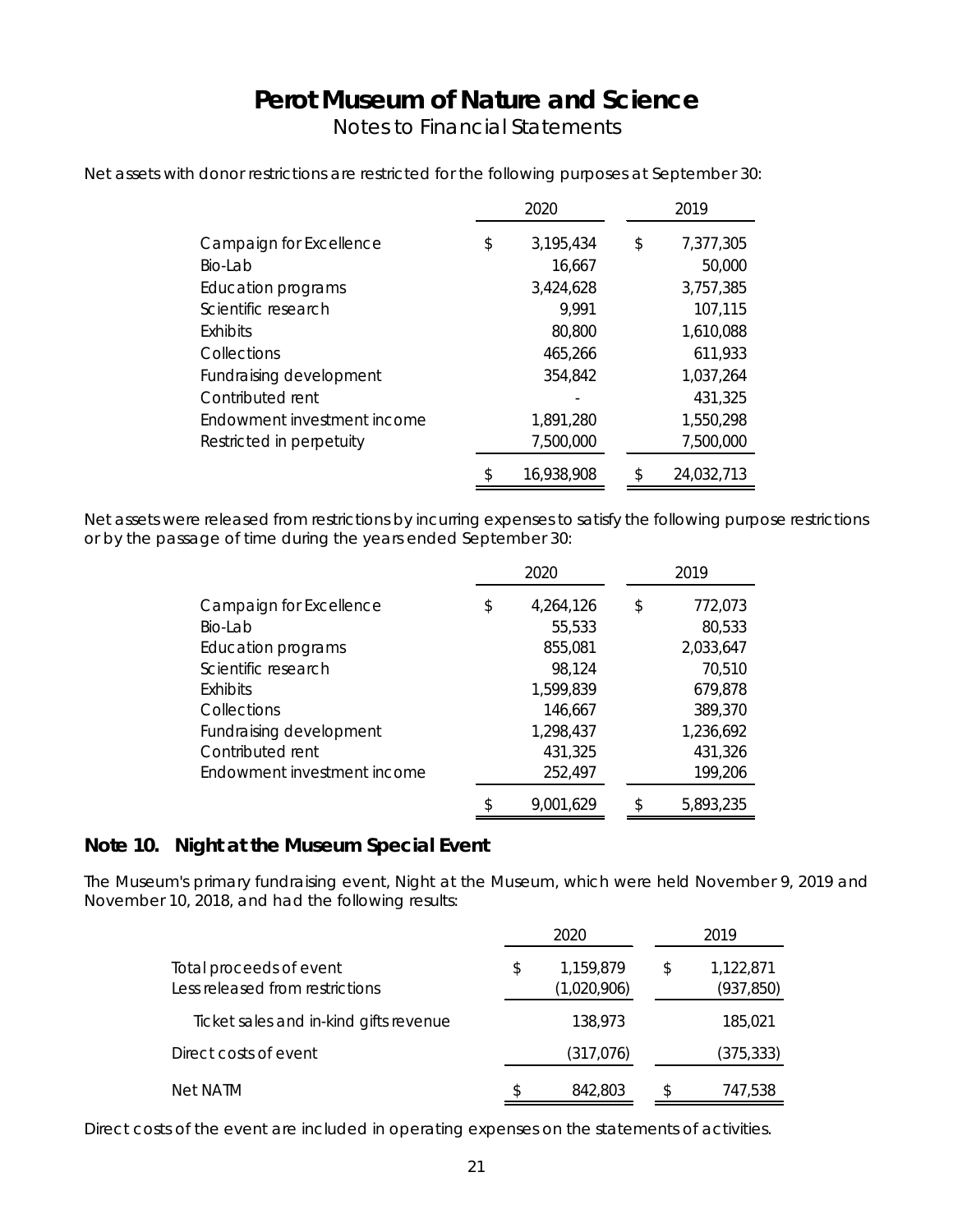# Perot Museum of Nature and Science

Notes to Financial Statements

Net assets with donor restrictions are restricted for the following purposes at September 30:

| | 2020 | 2019 |
|---|---|---|
| Campaign for Excellence | $ 3,195,434 | $ 7,377,305 |
| Bio-Lab | 16,667 | 50,000 |
| Education programs | 3,424,628 | 3,757,385 |
| Scientific research | 9,991 | 107,115 |
| Exhibits | 80,800 | 1,610,088 |
| Collections | 465,266 | 611,933 |
| Fundraising development | 354,842 | 1,037,264 |
| Contributed rent | - | 431,325 |
| Endowment investment income | 1,891,280 | 1,550,298 |
| Restricted in perpetuity | 7,500,000 | 7,500,000 |
| | $ 16,938,908 | $ 24,032,713 |

Net assets were released from restrictions by incurring expenses to satisfy the following purpose restrictions or by the passage of time during the years ended September 30:

| | 2020 | 2019 |
|---|---|---|
| Campaign for Excellence | $ 4,264,126 | $ 772,073 |
| Bio-Lab | 55,533 | 80,533 |
| Education programs | 855,081 | 2,033,647 |
| Scientific research | 98,124 | 70,510 |
| Exhibits | 1,599,839 | 679,878 |
| Collections | 146,667 | 389,370 |
| Fundraising development | 1,298,437 | 1,236,692 |
| Contributed rent | 431,325 | 431,326 |
| Endowment investment income | 252,497 | 199,206 |
| | $ 9,001,629 | $ 5,893,235 |

## Note 10. Night at the Museum Special Event

The Museum's primary fundraising event, Night at the Museum, which were held November 9, 2019 and November 10, 2018, and had the following results:

| | 2020 | 2019 |
|---|---|---|
| Total proceeds of event | $ 1,159,879 | $ 1,122,871 |
| Less released from restrictions | (1,020,906) | (937,850) |
| Ticket sales and in-kind gifts revenue | 138,973 | 185,021 |
| Direct costs of event | (317,076) | (375,333) |
| Net NATM | $ 842,803 | $ 747,538 |

Direct costs of the event are included in operating expenses on the statements of activities.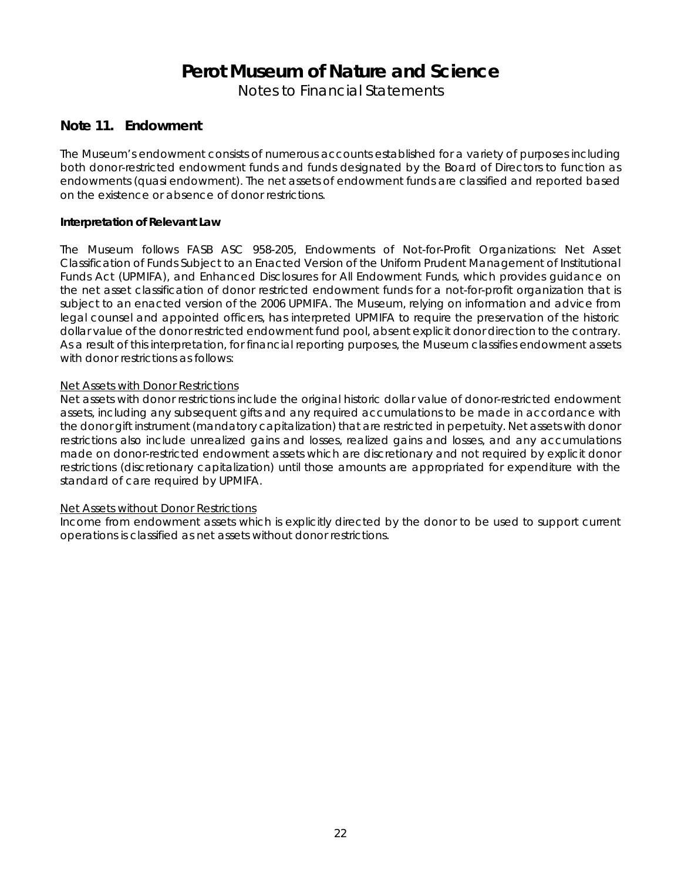# Perot Museum of Nature and Science

Notes to Financial Statements

## Note 11. Endowment

The Museum's endowment consists of numerous accounts established for a variety of purposes including both donor-restricted endowment funds and funds designated by the Board of Directors to function as endowments (quasi endowment). The net assets of endowment funds are classified and reported based on the existence or absence of donor restrictions.

**Interpretation of Relevant Law**

The Museum follows FASB ASC 958-205, Endowments of Not-for-Profit Organizations: Net Asset Classification of Funds Subject to an Enacted Version of the Uniform Prudent Management of Institutional Funds Act (UPMIFA), and Enhanced Disclosures for All Endowment Funds, which provides guidance on the net asset classification of donor restricted endowment funds for a not-for-profit organization that is subject to an enacted version of the 2006 UPMIFA. The Museum, relying on information and advice from legal counsel and appointed officers, has interpreted UPMIFA to require the preservation of the historic dollar value of the donor restricted endowment fund pool, absent explicit donor direction to the contrary. As a result of this interpretation, for financial reporting purposes, the Museum classifies endowment assets with donor restrictions as follows:

Net Assets with Donor Restrictions

Net assets with donor restrictions include the original historic dollar value of donor-restricted endowment assets, including any subsequent gifts and any required accumulations to be made in accordance with the donor gift instrument (mandatory capitalization) that are restricted in perpetuity. Net assets with donor restrictions also include unrealized gains and losses, realized gains and losses, and any accumulations made on donor-restricted endowment assets which are discretionary and not required by explicit donor restrictions (discretionary capitalization) until those amounts are appropriated for expenditure with the standard of care required by UPMIFA.

Net Assets without Donor Restrictions

Income from endowment assets which is explicitly directed by the donor to be used to support current operations is classified as net assets without donor restrictions.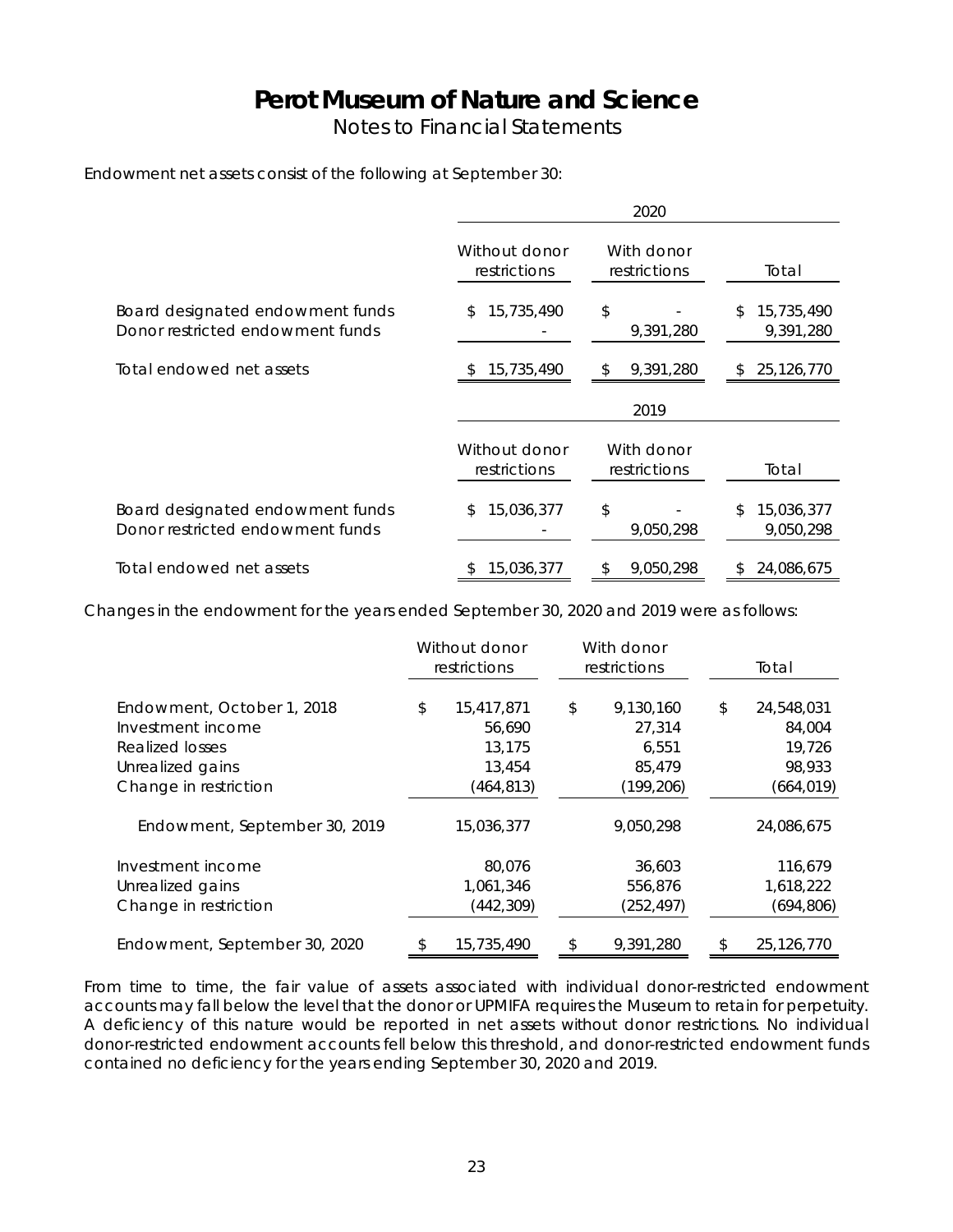# Perot Museum of Nature and Science

Notes to Financial Statements

Endowment net assets consist of the following at September 30:

| | 2020 | | |
|---|---|---|---|
| | Without donor restrictions | With donor restrictions | Total |
| Board designated endowment funds | $ 15,735,490 | $ - | $ 15,735,490 |
| Donor restricted endowment funds | - | 9,391,280 | 9,391,280 |
| Total endowed net assets | $ 15,735,490 | $ 9,391,280 | $ 25,126,770 |

| | 2019 | | |
|---|---|---|---|
| | Without donor restrictions | With donor restrictions | Total |
| Board designated endowment funds | $ 15,036,377 | $ - | $ 15,036,377 |
| Donor restricted endowment funds | - | 9,050,298 | 9,050,298 |
| Total endowed net assets | $ 15,036,377 | $ 9,050,298 | $ 24,086,675 |

Changes in the endowment for the years ended September 30, 2020 and 2019 were as follows:

| | Without donor restrictions | With donor restrictions | Total |
|---|---|---|---|
| Endowment, October 1, 2018 | $ 15,417,871 | $ 9,130,160 | $ 24,548,031 |
| Investment income | 56,690 | 27,314 | 84,004 |
| Realized losses | 13,175 | 6,551 | 19,726 |
| Unrealized gains | 13,454 | 85,479 | 98,933 |
| Change in restriction | (464,813) | (199,206) | (664,019) |
| Endowment, September 30, 2019 | 15,036,377 | 9,050,298 | 24,086,675 |
| Investment income | 80,076 | 36,603 | 116,679 |
| Unrealized gains | 1,061,346 | 556,876 | 1,618,222 |
| Change in restriction | (442,309) | (252,497) | (694,806) |
| Endowment, September 30, 2020 | $ 15,735,490 | $ 9,391,280 | $ 25,126,770 |

From time to time, the fair value of assets associated with individual donor-restricted endowment accounts may fall below the level that the donor or UPMIFA requires the Museum to retain for perpetuity. A deficiency of this nature would be reported in net assets without donor restrictions. No individual donor-restricted endowment accounts fell below this threshold, and donor-restricted endowment funds contained no deficiency for the years ending September 30, 2020 and 2019.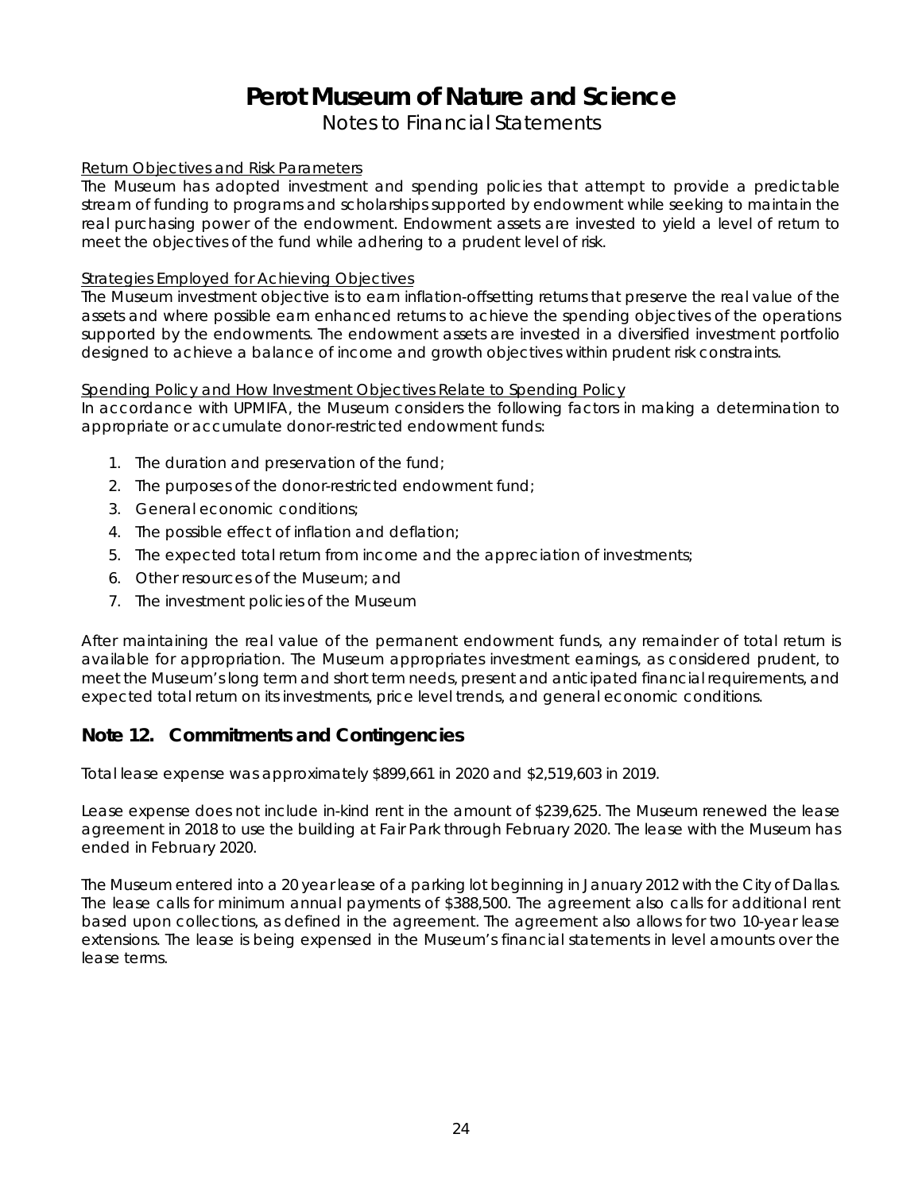<u>Return Objectives and Risk Parameters</u>

The Museum has adopted investment and spending policies that attempt to provide a predictable stream of funding to programs and scholarships supported by endowment while seeking to maintain the real purchasing power of the endowment. Endowment assets are invested to yield a level of return to meet the objectives of the fund while adhering to a prudent level of risk.

<u>Strategies Employed for Achieving Objectives</u>

The Museum investment objective is to earn inflation-offsetting returns that preserve the real value of the assets and where possible earn enhanced returns to achieve the spending objectives of the operations supported by the endowments. The endowment assets are invested in a diversified investment portfolio designed to achieve a balance of income and growth objectives within prudent risk constraints.

<u>Spending Policy and How Investment Objectives Relate to Spending Policy</u>

In accordance with UPMIFA, the Museum considers the following factors in making a determination to appropriate or accumulate donor-restricted endowment funds:

1. The duration and preservation of the fund;
2. The purposes of the donor-restricted endowment fund;
3. General economic conditions;
4. The possible effect of inflation and deflation;
5. The expected total return from income and the appreciation of investments;
6. Other resources of the Museum; and
7. The investment policies of the Museum

After maintaining the real value of the permanent endowment funds, any remainder of total return is available for appropriation. The Museum appropriates investment earnings, as considered prudent, to meet the Museum's long term and short term needs, present and anticipated financial requirements, and expected total return on its investments, price level trends, and general economic conditions.

## Note 12. Commitments and Contingencies

Total lease expense was approximately $899,661 in 2020 and $2,519,603 in 2019.

Lease expense does not include in-kind rent in the amount of $239,625. The Museum renewed the lease agreement in 2018 to use the building at Fair Park through February 2020. The lease with the Museum has ended in February 2020.

The Museum entered into a 20 year lease of a parking lot beginning in January 2012 with the City of Dallas. The lease calls for minimum annual payments of $388,500. The agreement also calls for additional rent based upon collections, as defined in the agreement. The agreement also allows for two 10-year lease extensions. The lease is being expensed in the Museum's financial statements in level amounts over the lease terms.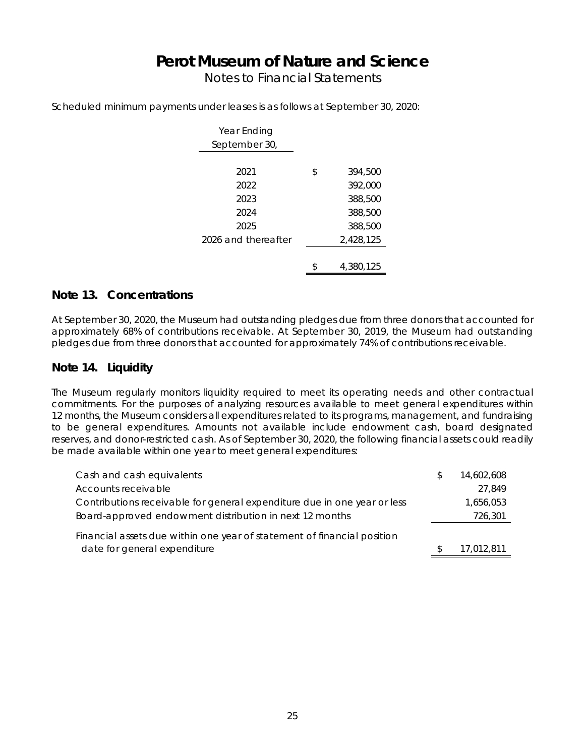# Perot Museum of Nature and Science

Notes to Financial Statements

Scheduled minimum payments under leases is as follows at September 30, 2020:

| Year Ending September 30, | |
|---|---|
| 2021 | $ 394,500 |
| 2022 | 392,000 |
| 2023 | 388,500 |
| 2024 | 388,500 |
| 2025 | 388,500 |
| 2026 and thereafter | 2,428,125 |
| | $ 4,380,125 |

## Note 13. Concentrations

At September 30, 2020, the Museum had outstanding pledges due from three donors that accounted for approximately 68% of contributions receivable. At September 30, 2019, the Museum had outstanding pledges due from three donors that accounted for approximately 74% of contributions receivable.

## Note 14. Liquidity

The Museum regularly monitors liquidity required to meet its operating needs and other contractual commitments. For the purposes of analyzing resources available to meet general expenditures within 12 months, the Museum considers all expenditures related to its programs, management, and fundraising to be general expenditures. Amounts not available include endowment cash, board designated reserves, and donor-restricted cash. As of September 30, 2020, the following financial assets could readily be made available within one year to meet general expenditures:

| | |
|---|---|
| Cash and cash equivalents | $ 14,602,608 |
| Accounts receivable | 27,849 |
| Contributions receivable for general expenditure due in one year or less | 1,656,053 |
| Board-approved endowment distribution in next 12 months | 726,301 |
| Financial assets due within one year of statement of financial position date for general expenditure | $ 17,012,811 |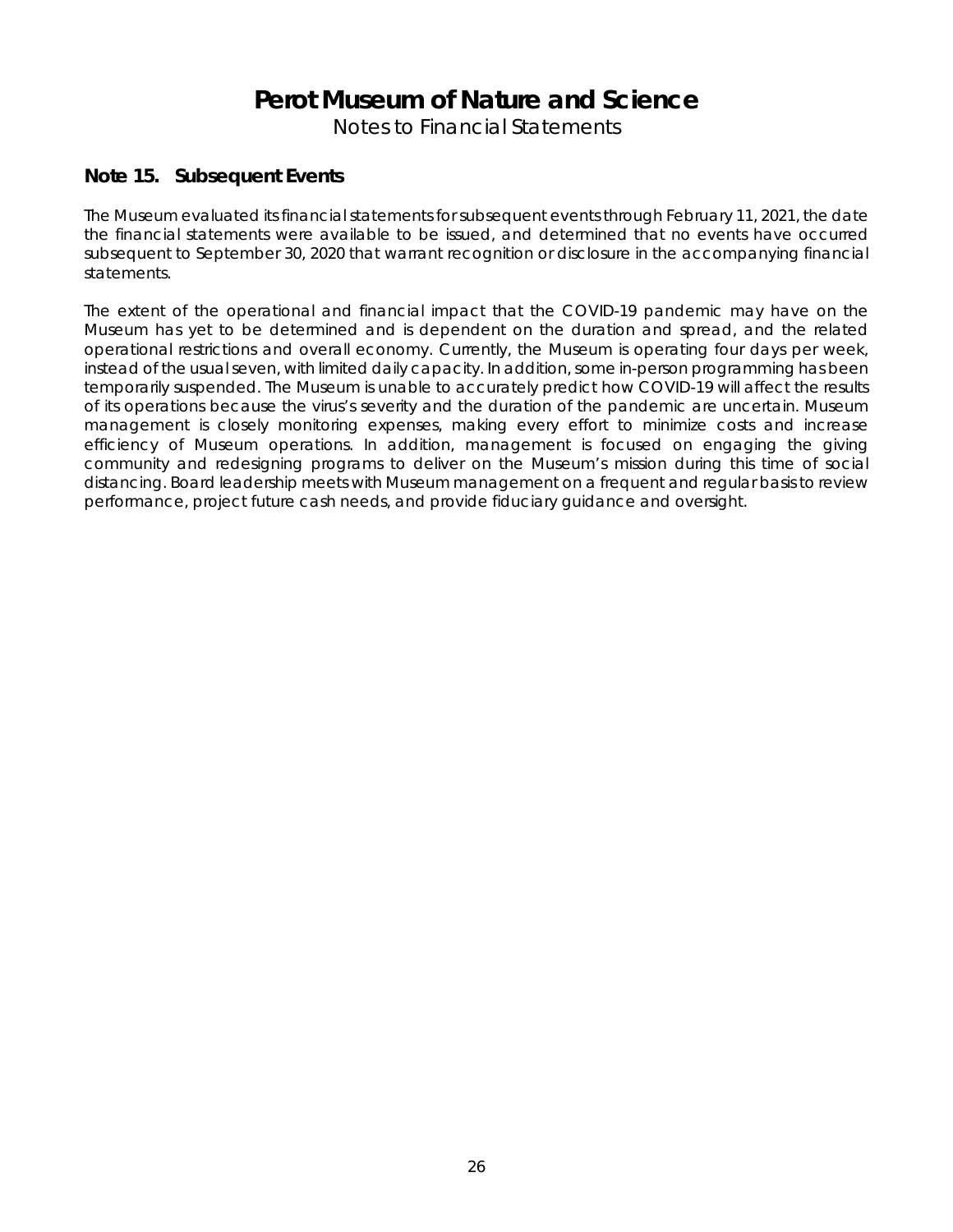# Perot Museum of Nature and Science

Notes to Financial Statements

## Note 15. Subsequent Events

The Museum evaluated its financial statements for subsequent events through February 11, 2021, the date the financial statements were available to be issued, and determined that no events have occurred subsequent to September 30, 2020 that warrant recognition or disclosure in the accompanying financial statements.

The extent of the operational and financial impact that the COVID-19 pandemic may have on the Museum has yet to be determined and is dependent on the duration and spread, and the related operational restrictions and overall economy. Currently, the Museum is operating four days per week, instead of the usual seven, with limited daily capacity. In addition, some in-person programming has been temporarily suspended. The Museum is unable to accurately predict how COVID-19 will affect the results of its operations because the virus's severity and the duration of the pandemic are uncertain. Museum management is closely monitoring expenses, making every effort to minimize costs and increase efficiency of Museum operations. In addition, management is focused on engaging the giving community and redesigning programs to deliver on the Museum's mission during this time of social distancing. Board leadership meets with Museum management on a frequent and regular basis to review performance, project future cash needs, and provide fiduciary guidance and oversight.